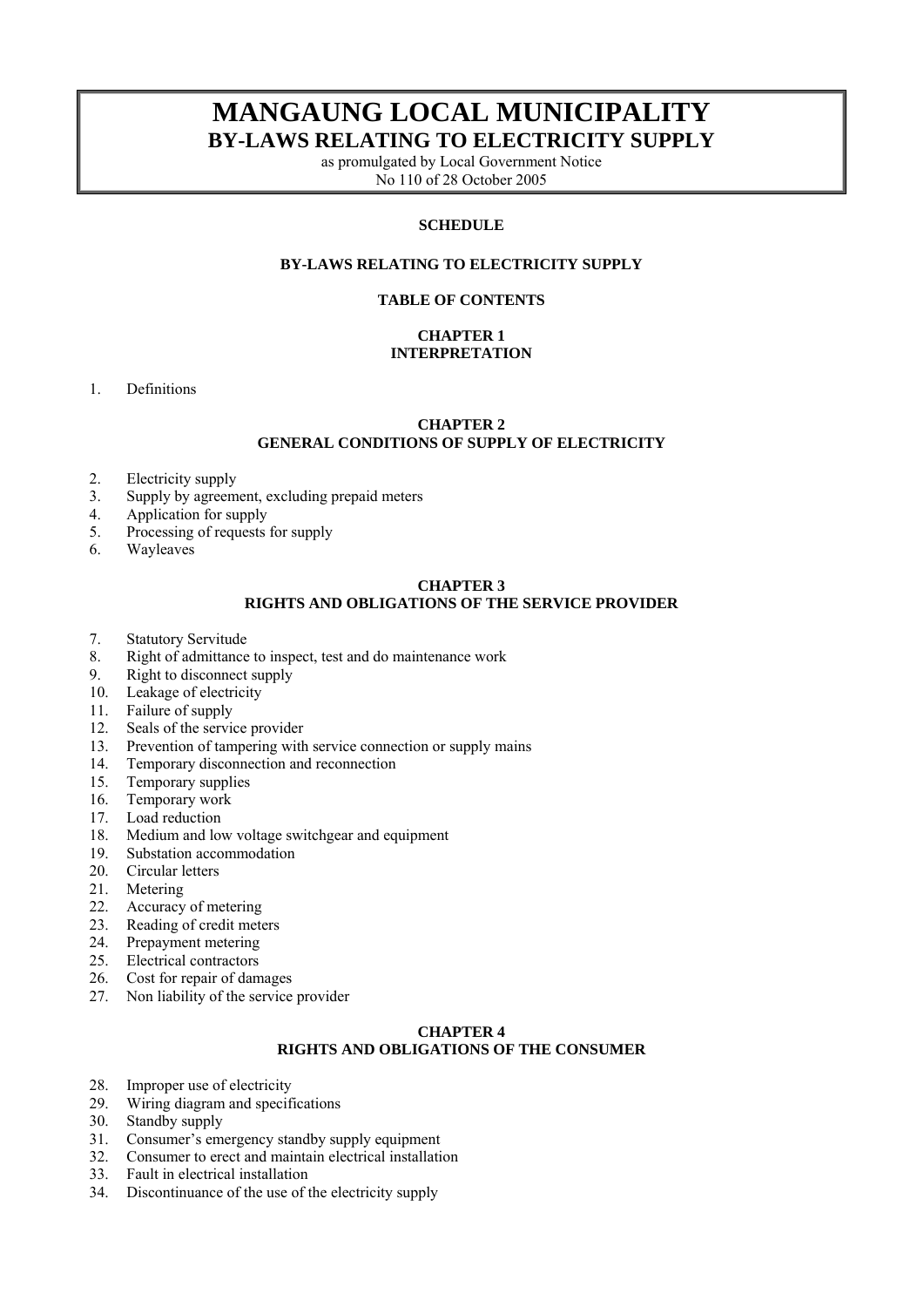# MANGAUNG LOCAL MUNICIPALITY

## BY-LAWS RELATING TO ELECTRICITY SUPPLY

as promulgated by Local Government Notice
No 110 of 28 October 2005

**SCHEDULE**

**BY-LAWS RELATING TO ELECTRICITY SUPPLY**

**TABLE OF CONTENTS**

**CHAPTER 1**
**INTERPRETATION**

1. Definitions

**CHAPTER 2**
**GENERAL CONDITIONS OF SUPPLY OF ELECTRICITY**

2. Electricity supply
3. Supply by agreement, excluding prepaid meters
4. Application for supply
5. Processing of requests for supply
6. Wayleaves

**CHAPTER 3**
**RIGHTS AND OBLIGATIONS OF THE SERVICE PROVIDER**

7. Statutory Servitude
8. Right of admittance to inspect, test and do maintenance work
9. Right to disconnect supply
10. Leakage of electricity
11. Failure of supply
12. Seals of the service provider
13. Prevention of tampering with service connection or supply mains
14. Temporary disconnection and reconnection
15. Temporary supplies
16. Temporary work
17. Load reduction
18. Medium and low voltage switchgear and equipment
19. Substation accommodation
20. Circular letters
21. Metering
22. Accuracy of metering
23. Reading of credit meters
24. Prepayment metering
25. Electrical contractors
26. Cost for repair of damages
27. Non liability of the service provider

**CHAPTER 4**
**RIGHTS AND OBLIGATIONS OF THE CONSUMER**

28. Improper use of electricity
29. Wiring diagram and specifications
30. Standby supply
31. Consumer's emergency standby supply equipment
32. Consumer to erect and maintain electrical installation
33. Fault in electrical installation
34. Discontinuance of the use of the electricity supply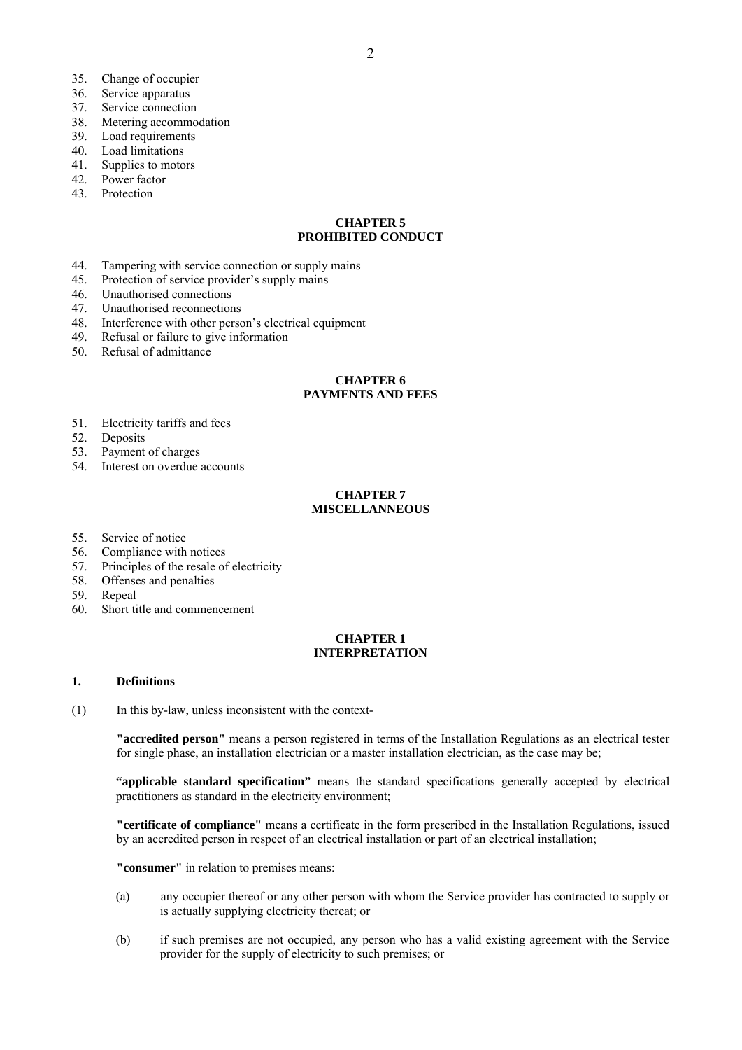35. Change of occupier
36. Service apparatus
37. Service connection
38. Metering accommodation
39. Load requirements
40. Load limitations
41. Supplies to motors
42. Power factor
43. Protection

**CHAPTER 5**
**PROHIBITED CONDUCT**

44. Tampering with service connection or supply mains
45. Protection of service provider's supply mains
46. Unauthorised connections
47. Unauthorised reconnections
48. Interference with other person's electrical equipment
49. Refusal or failure to give information
50. Refusal of admittance

**CHAPTER 6**
**PAYMENTS AND FEES**

51. Electricity tariffs and fees
52. Deposits
53. Payment of charges
54. Interest on overdue accounts

**CHAPTER 7**
**MISCELLANEOUS**

55. Service of notice
56. Compliance with notices
57. Principles of the resale of electricity
58. Offenses and penalties
59. Repeal
60. Short title and commencement

## CHAPTER 1
## INTERPRETATION

### 1. Definitions

(1) In this by-law, unless inconsistent with the context-

**"accredited person"** means a person registered in terms of the Installation Regulations as an electrical tester for single phase, an installation electrician or a master installation electrician, as the case may be;

**"applicable standard specification"** means the standard specifications generally accepted by electrical practitioners as standard in the electricity environment;

**"certificate of compliance"** means a certificate in the form prescribed in the Installation Regulations, issued by an accredited person in respect of an electrical installation or part of an electrical installation;

**"consumer"** in relation to premises means:

(a) any occupier thereof or any other person with whom the Service provider has contracted to supply or is actually supplying electricity thereat; or

(b) if such premises are not occupied, any person who has a valid existing agreement with the Service provider for the supply of electricity to such premises; or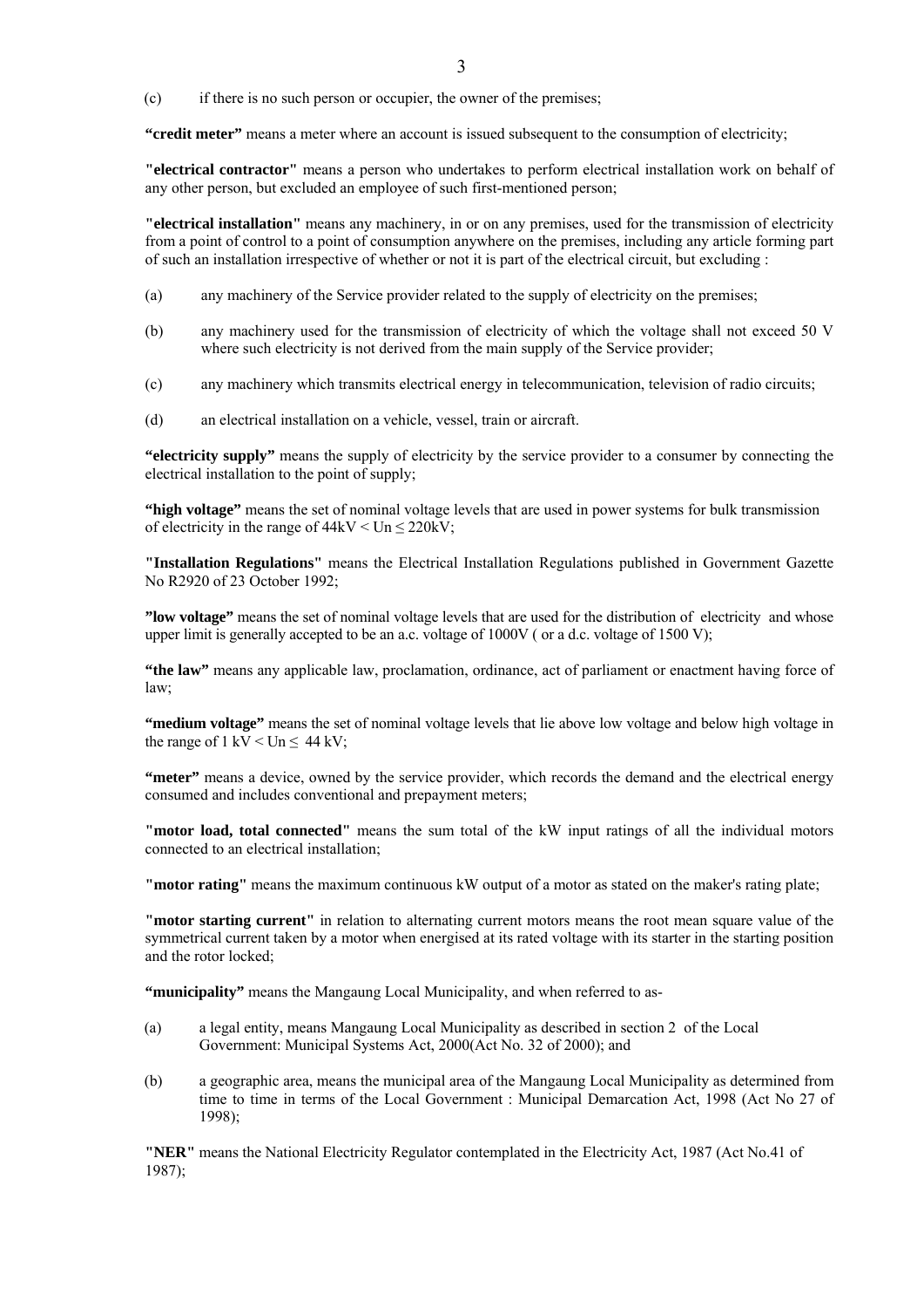(c) if there is no such person or occupier, the owner of the premises;

**"credit meter"** means a meter where an account is issued subsequent to the consumption of electricity;

**"electrical contractor"** means a person who undertakes to perform electrical installation work on behalf of any other person, but excluded an employee of such first-mentioned person;

**"electrical installation"** means any machinery, in or on any premises, used for the transmission of electricity from a point of control to a point of consumption anywhere on the premises, including any article forming part of such an installation irrespective of whether or not it is part of the electrical circuit, but excluding :

(a) any machinery of the Service provider related to the supply of electricity on the premises;

(b) any machinery used for the transmission of electricity of which the voltage shall not exceed 50 V where such electricity is not derived from the main supply of the Service provider;

(c) any machinery which transmits electrical energy in telecommunication, television of radio circuits;

(d) an electrical installation on a vehicle, vessel, train or aircraft.

**"electricity supply"** means the supply of electricity by the service provider to a consumer by connecting the electrical installation to the point of supply;

**"high voltage"** means the set of nominal voltage levels that are used in power systems for bulk transmission of electricity in the range of $44kV < Un \leq 220kV$;

**"Installation Regulations"** means the Electrical Installation Regulations published in Government Gazette No R2920 of 23 October 1992;

**"low voltage"** means the set of nominal voltage levels that are used for the distribution of electricity and whose upper limit is generally accepted to be an a.c. voltage of 1000V ( or a d.c. voltage of 1500 V);

**"the law"** means any applicable law, proclamation, ordinance, act of parliament or enactment having force of law;

**"medium voltage"** means the set of nominal voltage levels that lie above low voltage and below high voltage in the range of $1\ kV < Un \leq 44\ kV$;

**"meter"** means a device, owned by the service provider, which records the demand and the electrical energy consumed and includes conventional and prepayment meters;

**"motor load, total connected"** means the sum total of the kW input ratings of all the individual motors connected to an electrical installation;

**"motor rating"** means the maximum continuous kW output of a motor as stated on the maker's rating plate;

**"motor starting current"** in relation to alternating current motors means the root mean square value of the symmetrical current taken by a motor when energised at its rated voltage with its starter in the starting position and the rotor locked;

**"municipality"** means the Mangaung Local Municipality, and when referred to as-

(a) a legal entity, means Mangaung Local Municipality as described in section 2 of the Local Government: Municipal Systems Act, 2000(Act No. 32 of 2000); and

(b) a geographic area, means the municipal area of the Mangaung Local Municipality as determined from time to time in terms of the Local Government : Municipal Demarcation Act, 1998 (Act No 27 of 1998);

**"NER"** means the National Electricity Regulator contemplated in the Electricity Act, 1987 (Act No.41 of 1987);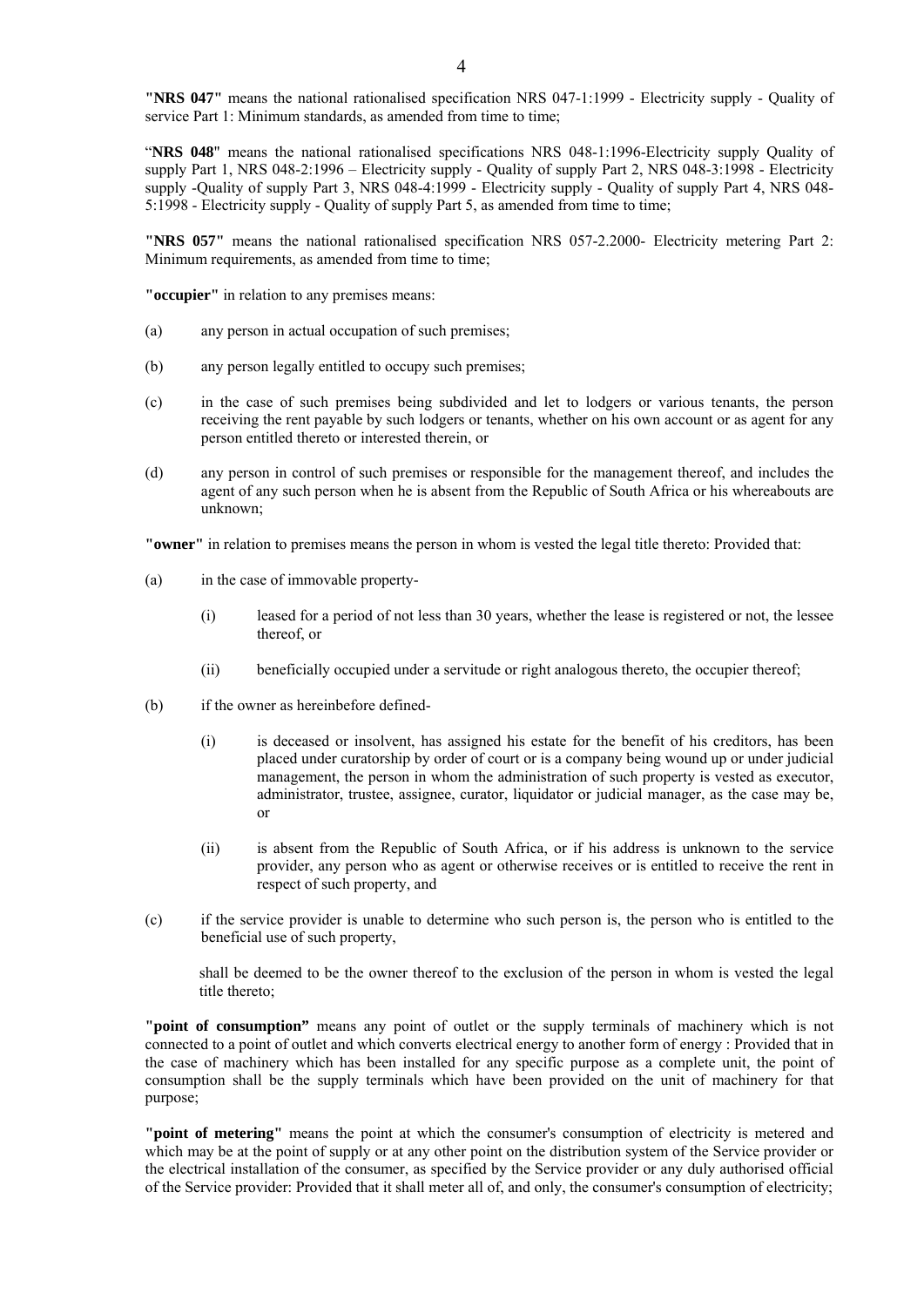**"NRS 047"** means the national rationalised specification NRS 047-1:1999 - Electricity supply - Quality of service Part 1: Minimum standards, as amended from time to time;

"**NRS 048**" means the national rationalised specifications NRS 048-1:1996-Electricity supply Quality of supply Part 1, NRS 048-2:1996 – Electricity supply - Quality of supply Part 2, NRS 048-3:1998 - Electricity supply -Quality of supply Part 3, NRS 048-4:1999 - Electricity supply - Quality of supply Part 4, NRS 048-5:1998 - Electricity supply - Quality of supply Part 5, as amended from time to time;

**"NRS 057"** means the national rationalised specification NRS 057-2.2000- Electricity metering Part 2: Minimum requirements, as amended from time to time;

**"occupier"** in relation to any premises means:

(a) any person in actual occupation of such premises;

(b) any person legally entitled to occupy such premises;

(c) in the case of such premises being subdivided and let to lodgers or various tenants, the person receiving the rent payable by such lodgers or tenants, whether on his own account or as agent for any person entitled thereto or interested therein, or

(d) any person in control of such premises or responsible for the management thereof, and includes the agent of any such person when he is absent from the Republic of South Africa or his whereabouts are unknown;

**"owner"** in relation to premises means the person in whom is vested the legal title thereto: Provided that:

(a) in the case of immovable property-

  (i) leased for a period of not less than 30 years, whether the lease is registered or not, the lessee thereof, or

  (ii) beneficially occupied under a servitude or right analogous thereto, the occupier thereof;

(b) if the owner as hereinbefore defined-

  (i) is deceased or insolvent, has assigned his estate for the benefit of his creditors, has been placed under curatorship by order of court or is a company being wound up or under judicial management, the person in whom the administration of such property is vested as executor, administrator, trustee, assignee, curator, liquidator or judicial manager, as the case may be, or

  (ii) is absent from the Republic of South Africa, or if his address is unknown to the service provider, any person who as agent or otherwise receives or is entitled to receive the rent in respect of such property, and

(c) if the service provider is unable to determine who such person is, the person who is entitled to the beneficial use of such property,

shall be deemed to be the owner thereof to the exclusion of the person in whom is vested the legal title thereto;

**"point of consumption"** means any point of outlet or the supply terminals of machinery which is not connected to a point of outlet and which converts electrical energy to another form of energy : Provided that in the case of machinery which has been installed for any specific purpose as a complete unit, the point of consumption shall be the supply terminals which have been provided on the unit of machinery for that purpose;

**"point of metering"** means the point at which the consumer's consumption of electricity is metered and which may be at the point of supply or at any other point on the distribution system of the Service provider or the electrical installation of the consumer, as specified by the Service provider or any duly authorised official of the Service provider: Provided that it shall meter all of, and only, the consumer's consumption of electricity;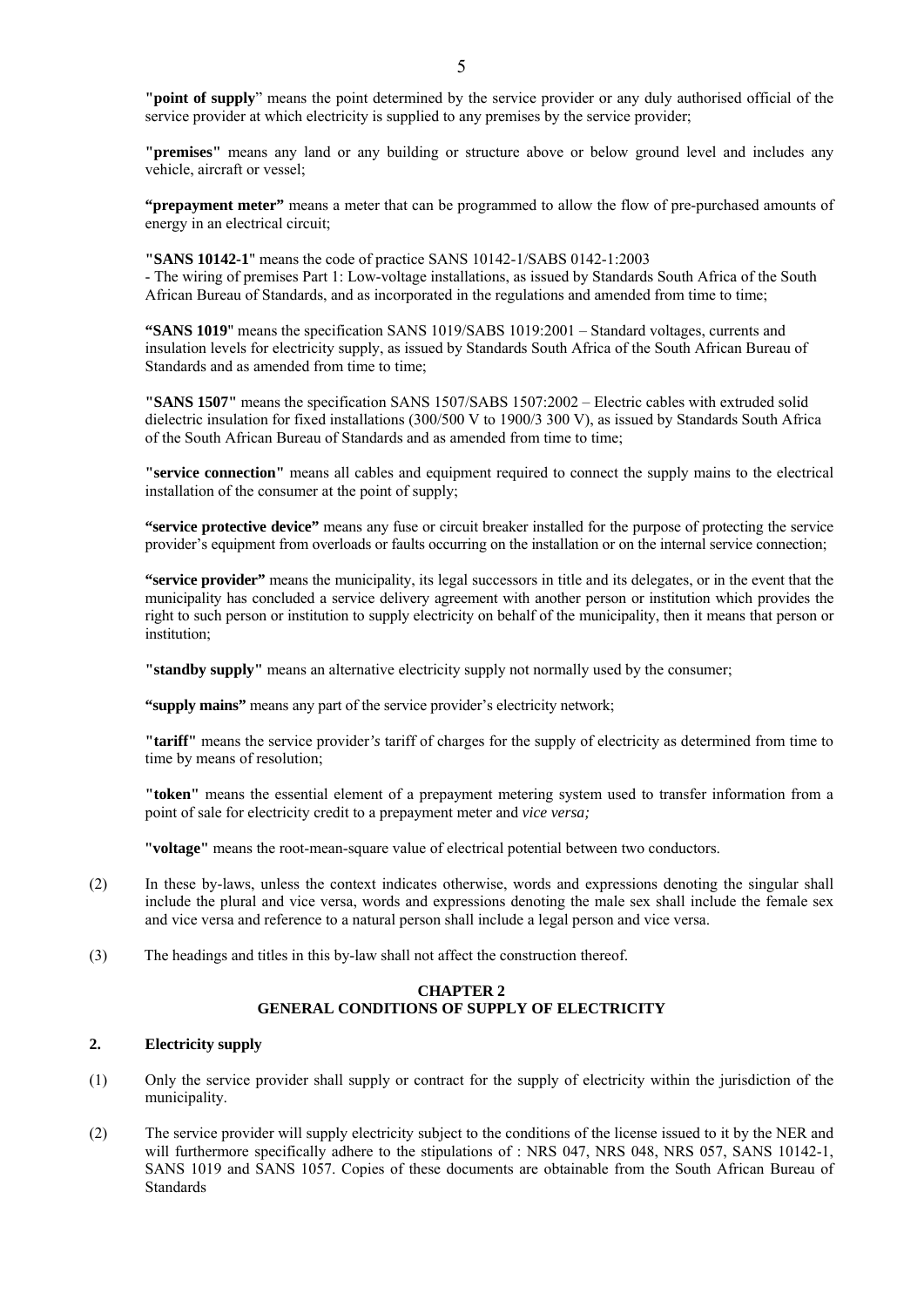**"point of supply**" means the point determined by the service provider or any duly authorised official of the service provider at which electricity is supplied to any premises by the service provider;

**"premises"** means any land or any building or structure above or below ground level and includes any vehicle, aircraft or vessel;

**"prepayment meter"** means a meter that can be programmed to allow the flow of pre-purchased amounts of energy in an electrical circuit;

**"SANS 10142-1"** means the code of practice SANS 10142-1/SABS 0142-1:2003 - The wiring of premises Part 1: Low-voltage installations, as issued by Standards South Africa of the South African Bureau of Standards, and as incorporated in the regulations and amended from time to time;

**"SANS 1019"** means the specification SANS 1019/SABS 1019:2001 – Standard voltages, currents and insulation levels for electricity supply, as issued by Standards South Africa of the South African Bureau of Standards and as amended from time to time;

**"SANS 1507"** means the specification SANS 1507/SABS 1507:2002 – Electric cables with extruded solid dielectric insulation for fixed installations (300/500 V to 1900/3 300 V), as issued by Standards South Africa of the South African Bureau of Standards and as amended from time to time;

**"service connection"** means all cables and equipment required to connect the supply mains to the electrical installation of the consumer at the point of supply;

**"service protective device"** means any fuse or circuit breaker installed for the purpose of protecting the service provider's equipment from overloads or faults occurring on the installation or on the internal service connection;

**"service provider"** means the municipality, its legal successors in title and its delegates, or in the event that the municipality has concluded a service delivery agreement with another person or institution which provides the right to such person or institution to supply electricity on behalf of the municipality, then it means that person or institution;

**"standby supply"** means an alternative electricity supply not normally used by the consumer;

**"supply mains"** means any part of the service provider's electricity network;

**"tariff"** means the service provider*'s* tariff of charges for the supply of electricity as determined from time to time by means of resolution;

**"token"** means the essential element of a prepayment metering system used to transfer information from a point of sale for electricity credit to a prepayment meter and *vice versa;*

**"voltage"** means the root-mean-square value of electrical potential between two conductors.

(2) In these by-laws, unless the context indicates otherwise, words and expressions denoting the singular shall include the plural and vice versa, words and expressions denoting the male sex shall include the female sex and vice versa and reference to a natural person shall include a legal person and vice versa.

(3) The headings and titles in this by-law shall not affect the construction thereof.

## CHAPTER 2
## GENERAL CONDITIONS OF SUPPLY OF ELECTRICITY

### 2. Electricity supply

(1) Only the service provider shall supply or contract for the supply of electricity within the jurisdiction of the municipality.

(2) The service provider will supply electricity subject to the conditions of the license issued to it by the NER and will furthermore specifically adhere to the stipulations of : NRS 047, NRS 048, NRS 057, SANS 10142-1, SANS 1019 and SANS 1057. Copies of these documents are obtainable from the South African Bureau of Standards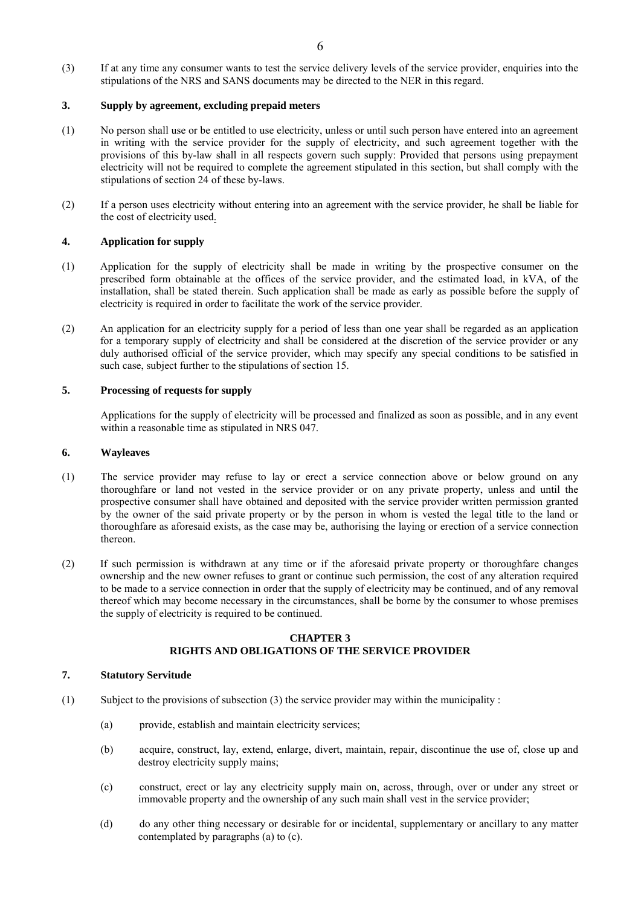(3) If at any time any consumer wants to test the service delivery levels of the service provider, enquiries into the stipulations of the NRS and SANS documents may be directed to the NER in this regard.

### 3. Supply by agreement, excluding prepaid meters

(1) No person shall use or be entitled to use electricity, unless or until such person have entered into an agreement in writing with the service provider for the supply of electricity, and such agreement together with the provisions of this by-law shall in all respects govern such supply: Provided that persons using prepayment electricity will not be required to complete the agreement stipulated in this section, but shall comply with the stipulations of section 24 of these by-laws.

(2) If a person uses electricity without entering into an agreement with the service provider, he shall be liable for the cost of electricity used.

### 4. Application for supply

(1) Application for the supply of electricity shall be made in writing by the prospective consumer on the prescribed form obtainable at the offices of the service provider, and the estimated load, in kVA, of the installation, shall be stated therein. Such application shall be made as early as possible before the supply of electricity is required in order to facilitate the work of the service provider.

(2) An application for an electricity supply for a period of less than one year shall be regarded as an application for a temporary supply of electricity and shall be considered at the discretion of the service provider or any duly authorised official of the service provider, which may specify any special conditions to be satisfied in such case, subject further to the stipulations of section 15.

### 5. Processing of requests for supply

Applications for the supply of electricity will be processed and finalized as soon as possible, and in any event within a reasonable time as stipulated in NRS 047.

### 6. Wayleaves

(1) The service provider may refuse to lay or erect a service connection above or below ground on any thoroughfare or land not vested in the service provider or on any private property, unless and until the prospective consumer shall have obtained and deposited with the service provider written permission granted by the owner of the said private property or by the person in whom is vested the legal title to the land or thoroughfare as aforesaid exists, as the case may be, authorising the laying or erection of a service connection thereon.

(2) If such permission is withdrawn at any time or if the aforesaid private property or thoroughfare changes ownership and the new owner refuses to grant or continue such permission, the cost of any alteration required to be made to a service connection in order that the supply of electricity may be continued, and of any removal thereof which may become necessary in the circumstances, shall be borne by the consumer to whose premises the supply of electricity is required to be continued.

## CHAPTER 3
## RIGHTS AND OBLIGATIONS OF THE SERVICE PROVIDER

### 7. Statutory Servitude

(1) Subject to the provisions of subsection (3) the service provider may within the municipality :

(a) provide, establish and maintain electricity services;

(b) acquire, construct, lay, extend, enlarge, divert, maintain, repair, discontinue the use of, close up and destroy electricity supply mains;

(c) construct, erect or lay any electricity supply main on, across, through, over or under any street or immovable property and the ownership of any such main shall vest in the service provider;

(d) do any other thing necessary or desirable for or incidental, supplementary or ancillary to any matter contemplated by paragraphs (a) to (c).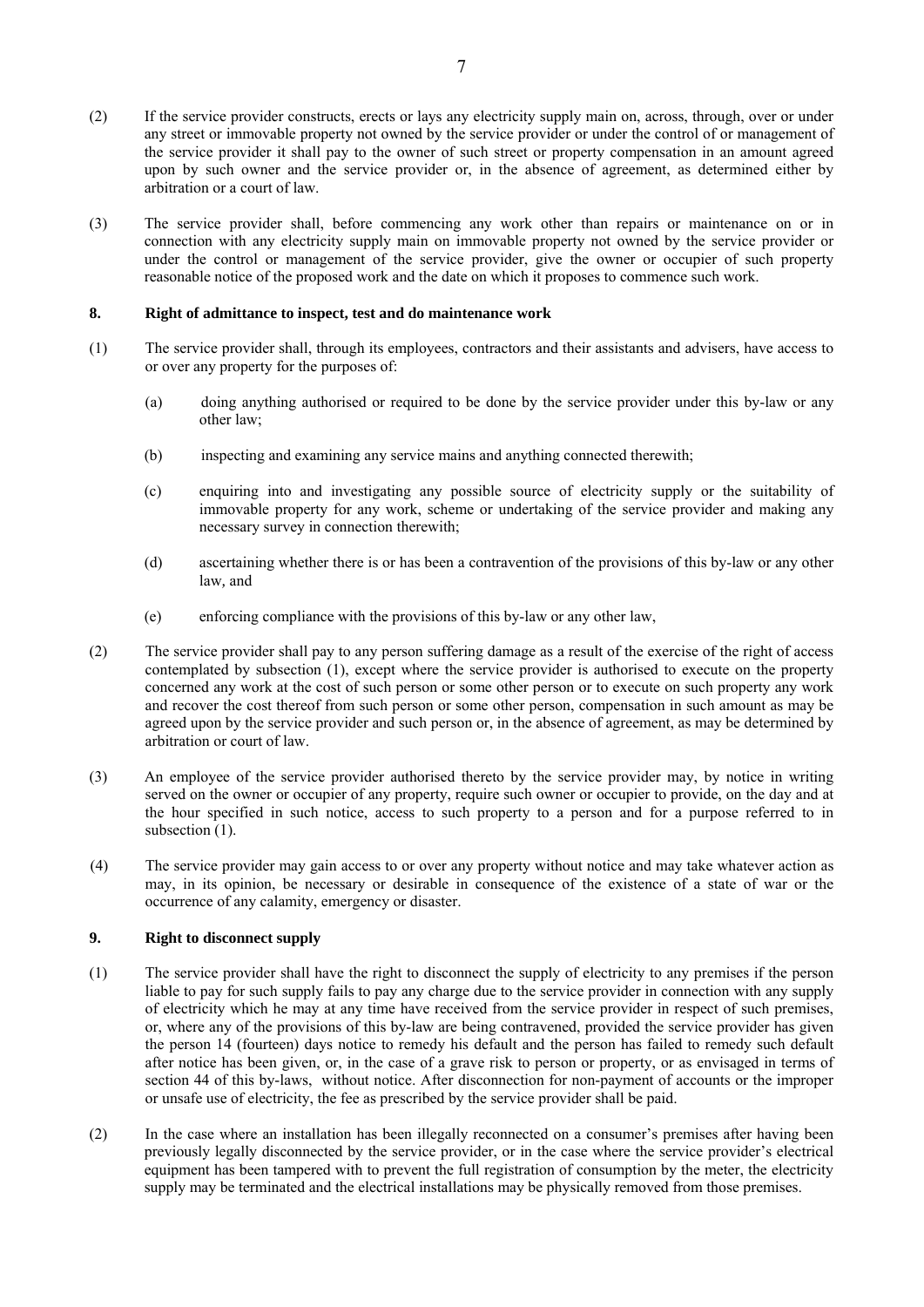(2) If the service provider constructs, erects or lays any electricity supply main on, across, through, over or under any street or immovable property not owned by the service provider or under the control of or management of the service provider it shall pay to the owner of such street or property compensation in an amount agreed upon by such owner and the service provider or, in the absence of agreement, as determined either by arbitration or a court of law.

(3) The service provider shall, before commencing any work other than repairs or maintenance on or in connection with any electricity supply main on immovable property not owned by the service provider or under the control or management of the service provider, give the owner or occupier of such property reasonable notice of the proposed work and the date on which it proposes to commence such work.

## 8. Right of admittance to inspect, test and do maintenance work

(1) The service provider shall, through its employees, contractors and their assistants and advisers, have access to or over any property for the purposes of:

(a) doing anything authorised or required to be done by the service provider under this by-law or any other law;

(b) inspecting and examining any service mains and anything connected therewith;

(c) enquiring into and investigating any possible source of electricity supply or the suitability of immovable property for any work, scheme or undertaking of the service provider and making any necessary survey in connection therewith;

(d) ascertaining whether there is or has been a contravention of the provisions of this by-law or any other law, and

(e) enforcing compliance with the provisions of this by-law or any other law,

(2) The service provider shall pay to any person suffering damage as a result of the exercise of the right of access contemplated by subsection (1), except where the service provider is authorised to execute on the property concerned any work at the cost of such person or some other person or to execute on such property any work and recover the cost thereof from such person or some other person, compensation in such amount as may be agreed upon by the service provider and such person or, in the absence of agreement, as may be determined by arbitration or court of law.

(3) An employee of the service provider authorised thereto by the service provider may, by notice in writing served on the owner or occupier of any property, require such owner or occupier to provide, on the day and at the hour specified in such notice, access to such property to a person and for a purpose referred to in subsection (1).

(4) The service provider may gain access to or over any property without notice and may take whatever action as may, in its opinion, be necessary or desirable in consequence of the existence of a state of war or the occurrence of any calamity, emergency or disaster.

## 9. Right to disconnect supply

(1) The service provider shall have the right to disconnect the supply of electricity to any premises if the person liable to pay for such supply fails to pay any charge due to the service provider in connection with any supply of electricity which he may at any time have received from the service provider in respect of such premises, or, where any of the provisions of this by-law are being contravened, provided the service provider has given the person 14 (fourteen) days notice to remedy his default and the person has failed to remedy such default after notice has been given, or, in the case of a grave risk to person or property, or as envisaged in terms of section 44 of this by-laws, without notice. After disconnection for non-payment of accounts or the improper or unsafe use of electricity, the fee as prescribed by the service provider shall be paid.

(2) In the case where an installation has been illegally reconnected on a consumer's premises after having been previously legally disconnected by the service provider, or in the case where the service provider's electrical equipment has been tampered with to prevent the full registration of consumption by the meter, the electricity supply may be terminated and the electrical installations may be physically removed from those premises.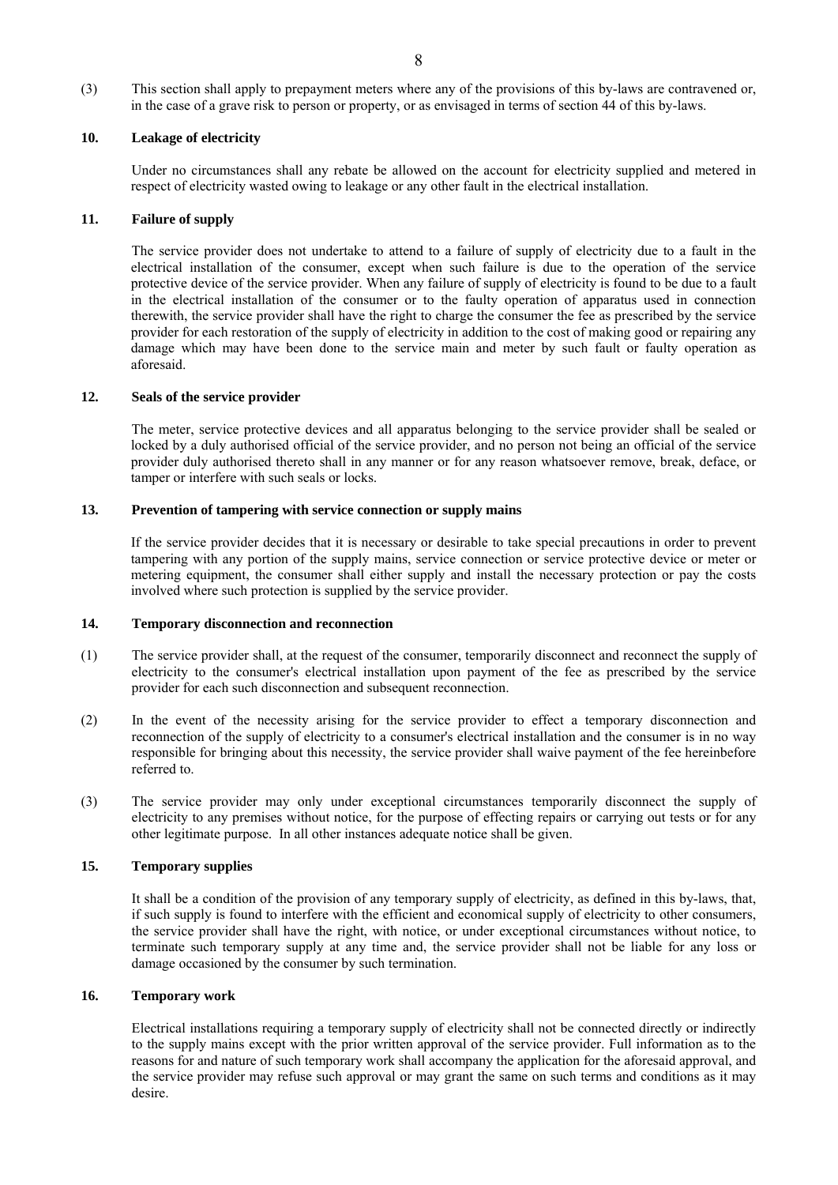(3) This section shall apply to prepayment meters where any of the provisions of this by-laws are contravened or, in the case of a grave risk to person or property, or as envisaged in terms of section 44 of this by-laws.

### 10. Leakage of electricity

Under no circumstances shall any rebate be allowed on the account for electricity supplied and metered in respect of electricity wasted owing to leakage or any other fault in the electrical installation.

### 11. Failure of supply

The service provider does not undertake to attend to a failure of supply of electricity due to a fault in the electrical installation of the consumer, except when such failure is due to the operation of the service protective device of the service provider. When any failure of supply of electricity is found to be due to a fault in the electrical installation of the consumer or to the faulty operation of apparatus used in connection therewith, the service provider shall have the right to charge the consumer the fee as prescribed by the service provider for each restoration of the supply of electricity in addition to the cost of making good or repairing any damage which may have been done to the service main and meter by such fault or faulty operation as aforesaid.

### 12. Seals of the service provider

The meter, service protective devices and all apparatus belonging to the service provider shall be sealed or locked by a duly authorised official of the service provider, and no person not being an official of the service provider duly authorised thereto shall in any manner or for any reason whatsoever remove, break, deface, or tamper or interfere with such seals or locks.

### 13. Prevention of tampering with service connection or supply mains

If the service provider decides that it is necessary or desirable to take special precautions in order to prevent tampering with any portion of the supply mains, service connection or service protective device or meter or metering equipment, the consumer shall either supply and install the necessary protection or pay the costs involved where such protection is supplied by the service provider.

### 14. Temporary disconnection and reconnection

(1) The service provider shall, at the request of the consumer, temporarily disconnect and reconnect the supply of electricity to the consumer's electrical installation upon payment of the fee as prescribed by the service provider for each such disconnection and subsequent reconnection.

(2) In the event of the necessity arising for the service provider to effect a temporary disconnection and reconnection of the supply of electricity to a consumer's electrical installation and the consumer is in no way responsible for bringing about this necessity, the service provider shall waive payment of the fee hereinbefore referred to.

(3) The service provider may only under exceptional circumstances temporarily disconnect the supply of electricity to any premises without notice, for the purpose of effecting repairs or carrying out tests or for any other legitimate purpose. In all other instances adequate notice shall be given.

### 15. Temporary supplies

It shall be a condition of the provision of any temporary supply of electricity, as defined in this by-laws, that, if such supply is found to interfere with the efficient and economical supply of electricity to other consumers, the service provider shall have the right, with notice, or under exceptional circumstances without notice, to terminate such temporary supply at any time and, the service provider shall not be liable for any loss or damage occasioned by the consumer by such termination.

### 16. Temporary work

Electrical installations requiring a temporary supply of electricity shall not be connected directly or indirectly to the supply mains except with the prior written approval of the service provider. Full information as to the reasons for and nature of such temporary work shall accompany the application for the aforesaid approval, and the service provider may refuse such approval or may grant the same on such terms and conditions as it may desire.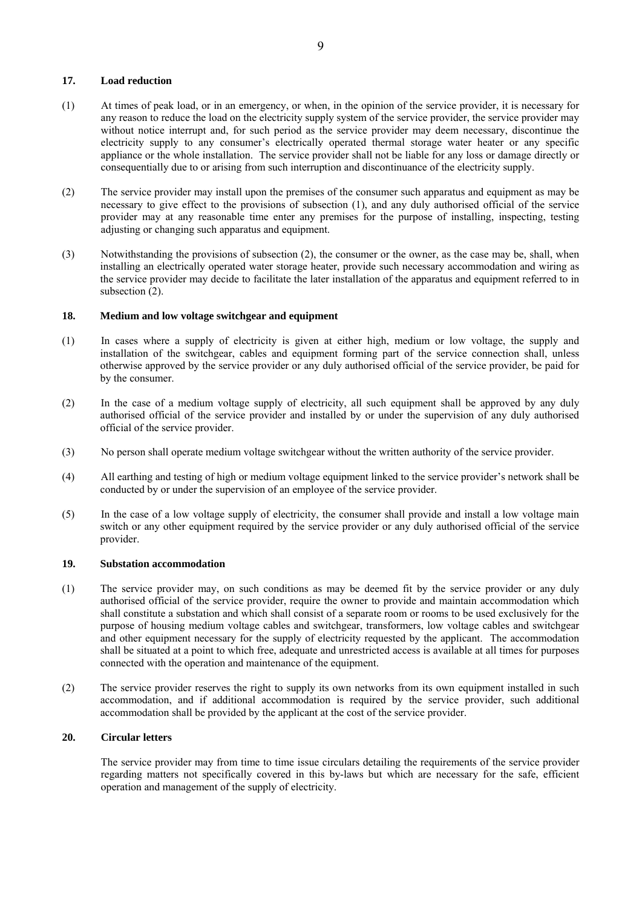### 17. Load reduction

(1) At times of peak load, or in an emergency, or when, in the opinion of the service provider, it is necessary for any reason to reduce the load on the electricity supply system of the service provider, the service provider may without notice interrupt and, for such period as the service provider may deem necessary, discontinue the electricity supply to any consumer's electrically operated thermal storage water heater or any specific appliance or the whole installation. The service provider shall not be liable for any loss or damage directly or consequentially due to or arising from such interruption and discontinuance of the electricity supply.

(2) The service provider may install upon the premises of the consumer such apparatus and equipment as may be necessary to give effect to the provisions of subsection (1), and any duly authorised official of the service provider may at any reasonable time enter any premises for the purpose of installing, inspecting, testing adjusting or changing such apparatus and equipment.

(3) Notwithstanding the provisions of subsection (2), the consumer or the owner, as the case may be, shall, when installing an electrically operated water storage heater, provide such necessary accommodation and wiring as the service provider may decide to facilitate the later installation of the apparatus and equipment referred to in subsection (2).

### 18. Medium and low voltage switchgear and equipment

(1) In cases where a supply of electricity is given at either high, medium or low voltage, the supply and installation of the switchgear, cables and equipment forming part of the service connection shall, unless otherwise approved by the service provider or any duly authorised official of the service provider, be paid for by the consumer.

(2) In the case of a medium voltage supply of electricity, all such equipment shall be approved by any duly authorised official of the service provider and installed by or under the supervision of any duly authorised official of the service provider.

(3) No person shall operate medium voltage switchgear without the written authority of the service provider.

(4) All earthing and testing of high or medium voltage equipment linked to the service provider's network shall be conducted by or under the supervision of an employee of the service provider.

(5) In the case of a low voltage supply of electricity, the consumer shall provide and install a low voltage main switch or any other equipment required by the service provider or any duly authorised official of the service provider.

### 19. Substation accommodation

(1) The service provider may, on such conditions as may be deemed fit by the service provider or any duly authorised official of the service provider, require the owner to provide and maintain accommodation which shall constitute a substation and which shall consist of a separate room or rooms to be used exclusively for the purpose of housing medium voltage cables and switchgear, transformers, low voltage cables and switchgear and other equipment necessary for the supply of electricity requested by the applicant. The accommodation shall be situated at a point to which free, adequate and unrestricted access is available at all times for purposes connected with the operation and maintenance of the equipment.

(2) The service provider reserves the right to supply its own networks from its own equipment installed in such accommodation, and if additional accommodation is required by the service provider, such additional accommodation shall be provided by the applicant at the cost of the service provider.

### 20. Circular letters

The service provider may from time to time issue circulars detailing the requirements of the service provider regarding matters not specifically covered in this by-laws but which are necessary for the safe, efficient operation and management of the supply of electricity.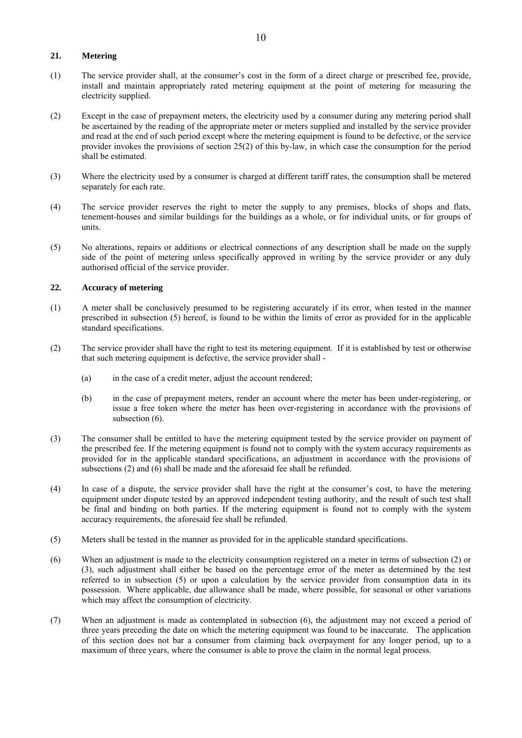## 21. Metering

(1) The service provider shall, at the consumer's cost in the form of a direct charge or prescribed fee, provide, install and maintain appropriately rated metering equipment at the point of metering for measuring the electricity supplied.

(2) Except in the case of prepayment meters, the electricity used by a consumer during any metering period shall be ascertained by the reading of the appropriate meter or meters supplied and installed by the service provider and read at the end of such period except where the metering equipment is found to be defective, or the service provider invokes the provisions of section 25(2) of this by-law, in which case the consumption for the period shall be estimated.

(3) Where the electricity used by a consumer is charged at different tariff rates, the consumption shall be metered separately for each rate.

(4) The service provider reserves the right to meter the supply to any premises, blocks of shops and flats, tenement-houses and similar buildings for the buildings as a whole, or for individual units, or for groups of units.

(5) No alterations, repairs or additions or electrical connections of any description shall be made on the supply side of the point of metering unless specifically approved in writing by the service provider or any duly authorised official of the service provider.

## 22. Accuracy of metering

(1) A meter shall be conclusively presumed to be registering accurately if its error, when tested in the manner prescribed in subsection (5) hereof, is found to be within the limits of error as provided for in the applicable standard specifications.

(2) The service provider shall have the right to test its metering equipment. If it is established by test or otherwise that such metering equipment is defective, the service provider shall -

(a) in the case of a credit meter, adjust the account rendered;

(b) in the case of prepayment meters, render an account where the meter has been under-registering, or issue a free token where the meter has been over-registering in accordance with the provisions of subsection (6).

(3) The consumer shall be entitled to have the metering equipment tested by the service provider on payment of the prescribed fee. If the metering equipment is found not to comply with the system accuracy requirements as provided for in the applicable standard specifications, an adjustment in accordance with the provisions of subsections (2) and (6) shall be made and the aforesaid fee shall be refunded.

(4) In case of a dispute, the service provider shall have the right at the consumer's cost, to have the metering equipment under dispute tested by an approved independent testing authority, and the result of such test shall be final and binding on both parties. If the metering equipment is found not to comply with the system accuracy requirements, the aforesaid fee shall be refunded.

(5) Meters shall be tested in the manner as provided for in the applicable standard specifications.

(6) When an adjustment is made to the electricity consumption registered on a meter in terms of subsection (2) or (3), such adjustment shall either be based on the percentage error of the meter as determined by the test referred to in subsection (5) or upon a calculation by the service provider from consumption data in its possession. Where applicable, due allowance shall be made, where possible, for seasonal or other variations which may affect the consumption of electricity.

(7) When an adjustment is made as contemplated in subsection (6), the adjustment may not exceed a period of three years preceding the date on which the metering equipment was found to be inaccurate. The application of this section does not bar a consumer from claiming back overpayment for any longer period, up to a maximum of three years, where the consumer is able to prove the claim in the normal legal process.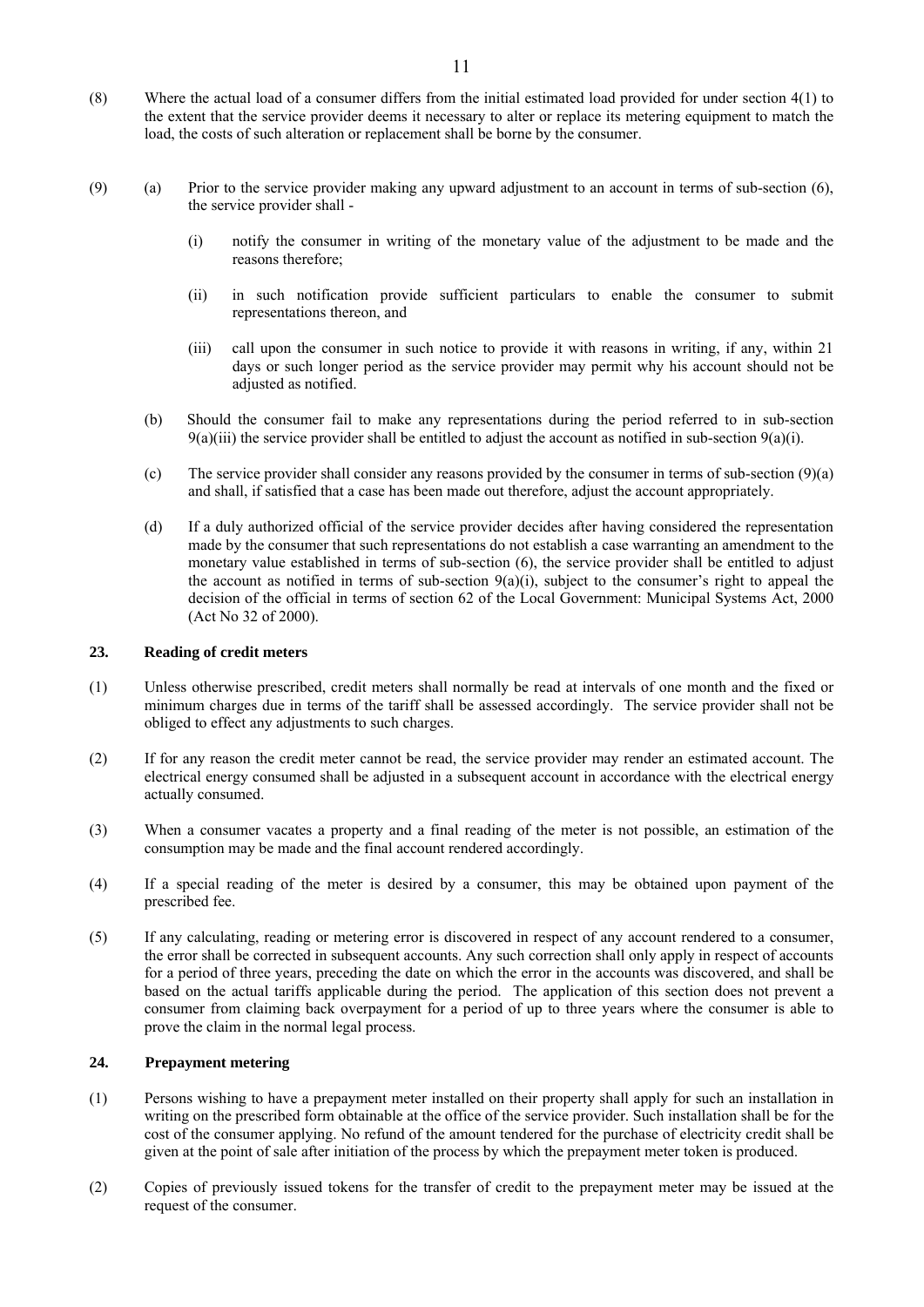(8) Where the actual load of a consumer differs from the initial estimated load provided for under section 4(1) to the extent that the service provider deems it necessary to alter or replace its metering equipment to match the load, the costs of such alteration or replacement shall be borne by the consumer.

(9) (a) Prior to the service provider making any upward adjustment to an account in terms of sub-section (6), the service provider shall -

(i) notify the consumer in writing of the monetary value of the adjustment to be made and the reasons therefore;

(ii) in such notification provide sufficient particulars to enable the consumer to submit representations thereon, and

(iii) call upon the consumer in such notice to provide it with reasons in writing, if any, within 21 days or such longer period as the service provider may permit why his account should not be adjusted as notified.

(b) Should the consumer fail to make any representations during the period referred to in sub-section 9(a)(iii) the service provider shall be entitled to adjust the account as notified in sub-section 9(a)(i).

(c) The service provider shall consider any reasons provided by the consumer in terms of sub-section (9)(a) and shall, if satisfied that a case has been made out therefore, adjust the account appropriately.

(d) If a duly authorized official of the service provider decides after having considered the representation made by the consumer that such representations do not establish a case warranting an amendment to the monetary value established in terms of sub-section (6), the service provider shall be entitled to adjust the account as notified in terms of sub-section 9(a)(i), subject to the consumer's right to appeal the decision of the official in terms of section 62 of the Local Government: Municipal Systems Act, 2000 (Act No 32 of 2000).

**23. Reading of credit meters**

(1) Unless otherwise prescribed, credit meters shall normally be read at intervals of one month and the fixed or minimum charges due in terms of the tariff shall be assessed accordingly. The service provider shall not be obliged to effect any adjustments to such charges.

(2) If for any reason the credit meter cannot be read, the service provider may render an estimated account. The electrical energy consumed shall be adjusted in a subsequent account in accordance with the electrical energy actually consumed.

(3) When a consumer vacates a property and a final reading of the meter is not possible, an estimation of the consumption may be made and the final account rendered accordingly.

(4) If a special reading of the meter is desired by a consumer, this may be obtained upon payment of the prescribed fee.

(5) If any calculating, reading or metering error is discovered in respect of any account rendered to a consumer, the error shall be corrected in subsequent accounts. Any such correction shall only apply in respect of accounts for a period of three years, preceding the date on which the error in the accounts was discovered, and shall be based on the actual tariffs applicable during the period. The application of this section does not prevent a consumer from claiming back overpayment for a period of up to three years where the consumer is able to prove the claim in the normal legal process.

**24. Prepayment metering**

(1) Persons wishing to have a prepayment meter installed on their property shall apply for such an installation in writing on the prescribed form obtainable at the office of the service provider. Such installation shall be for the cost of the consumer applying. No refund of the amount tendered for the purchase of electricity credit shall be given at the point of sale after initiation of the process by which the prepayment meter token is produced.

(2) Copies of previously issued tokens for the transfer of credit to the prepayment meter may be issued at the request of the consumer.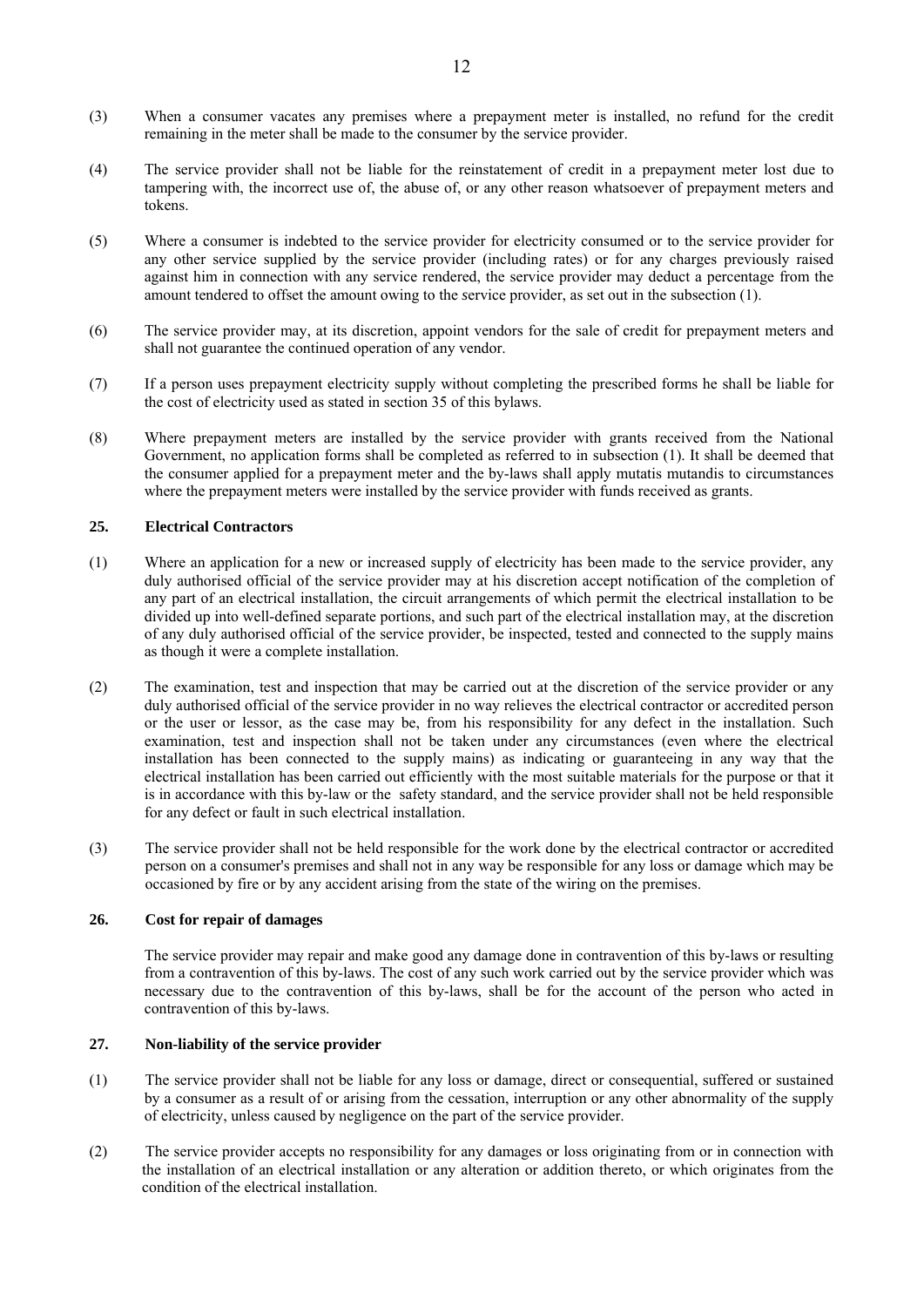(3) When a consumer vacates any premises where a prepayment meter is installed, no refund for the credit remaining in the meter shall be made to the consumer by the service provider.

(4) The service provider shall not be liable for the reinstatement of credit in a prepayment meter lost due to tampering with, the incorrect use of, the abuse of, or any other reason whatsoever of prepayment meters and tokens.

(5) Where a consumer is indebted to the service provider for electricity consumed or to the service provider for any other service supplied by the service provider (including rates) or for any charges previously raised against him in connection with any service rendered, the service provider may deduct a percentage from the amount tendered to offset the amount owing to the service provider, as set out in the subsection (1).

(6) The service provider may, at its discretion, appoint vendors for the sale of credit for prepayment meters and shall not guarantee the continued operation of any vendor.

(7) If a person uses prepayment electricity supply without completing the prescribed forms he shall be liable for the cost of electricity used as stated in section 35 of this bylaws.

(8) Where prepayment meters are installed by the service provider with grants received from the National Government, no application forms shall be completed as referred to in subsection (1). It shall be deemed that the consumer applied for a prepayment meter and the by-laws shall apply mutatis mutandis to circumstances where the prepayment meters were installed by the service provider with funds received as grants.

### 25. Electrical Contractors

(1) Where an application for a new or increased supply of electricity has been made to the service provider, any duly authorised official of the service provider may at his discretion accept notification of the completion of any part of an electrical installation, the circuit arrangements of which permit the electrical installation to be divided up into well-defined separate portions, and such part of the electrical installation may, at the discretion of any duly authorised official of the service provider, be inspected, tested and connected to the supply mains as though it were a complete installation.

(2) The examination, test and inspection that may be carried out at the discretion of the service provider or any duly authorised official of the service provider in no way relieves the electrical contractor or accredited person or the user or lessor, as the case may be, from his responsibility for any defect in the installation. Such examination, test and inspection shall not be taken under any circumstances (even where the electrical installation has been connected to the supply mains) as indicating or guaranteeing in any way that the electrical installation has been carried out efficiently with the most suitable materials for the purpose or that it is in accordance with this by-law or the safety standard, and the service provider shall not be held responsible for any defect or fault in such electrical installation.

(3) The service provider shall not be held responsible for the work done by the electrical contractor or accredited person on a consumer's premises and shall not in any way be responsible for any loss or damage which may be occasioned by fire or by any accident arising from the state of the wiring on the premises.

### 26. Cost for repair of damages

The service provider may repair and make good any damage done in contravention of this by-laws or resulting from a contravention of this by-laws. The cost of any such work carried out by the service provider which was necessary due to the contravention of this by-laws, shall be for the account of the person who acted in contravention of this by-laws.

### 27. Non-liability of the service provider

(1) The service provider shall not be liable for any loss or damage, direct or consequential, suffered or sustained by a consumer as a result of or arising from the cessation, interruption or any other abnormality of the supply of electricity, unless caused by negligence on the part of the service provider.

(2) The service provider accepts no responsibility for any damages or loss originating from or in connection with the installation of an electrical installation or any alteration or addition thereto, or which originates from the condition of the electrical installation.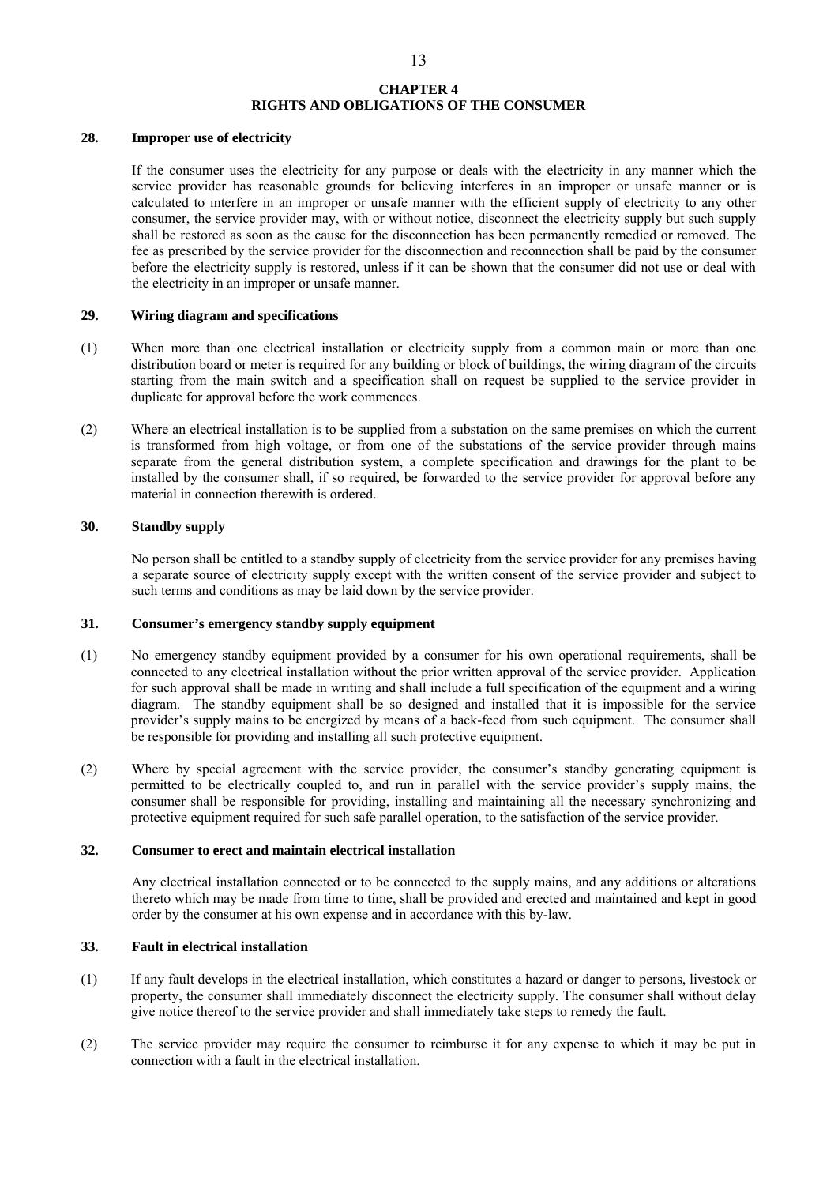## CHAPTER 4
## RIGHTS AND OBLIGATIONS OF THE CONSUMER

### 28. Improper use of electricity

If the consumer uses the electricity for any purpose or deals with the electricity in any manner which the service provider has reasonable grounds for believing interferes in an improper or unsafe manner or is calculated to interfere in an improper or unsafe manner with the efficient supply of electricity to any other consumer, the service provider may, with or without notice, disconnect the electricity supply but such supply shall be restored as soon as the cause for the disconnection has been permanently remedied or removed. The fee as prescribed by the service provider for the disconnection and reconnection shall be paid by the consumer before the electricity supply is restored, unless if it can be shown that the consumer did not use or deal with the electricity in an improper or unsafe manner.

### 29. Wiring diagram and specifications

(1) When more than one electrical installation or electricity supply from a common main or more than one distribution board or meter is required for any building or block of buildings, the wiring diagram of the circuits starting from the main switch and a specification shall on request be supplied to the service provider in duplicate for approval before the work commences.

(2) Where an electrical installation is to be supplied from a substation on the same premises on which the current is transformed from high voltage, or from one of the substations of the service provider through mains separate from the general distribution system, a complete specification and drawings for the plant to be installed by the consumer shall, if so required, be forwarded to the service provider for approval before any material in connection therewith is ordered.

### 30. Standby supply

No person shall be entitled to a standby supply of electricity from the service provider for any premises having a separate source of electricity supply except with the written consent of the service provider and subject to such terms and conditions as may be laid down by the service provider.

### 31. Consumer's emergency standby supply equipment

(1) No emergency standby equipment provided by a consumer for his own operational requirements, shall be connected to any electrical installation without the prior written approval of the service provider. Application for such approval shall be made in writing and shall include a full specification of the equipment and a wiring diagram. The standby equipment shall be so designed and installed that it is impossible for the service provider's supply mains to be energized by means of a back-feed from such equipment. The consumer shall be responsible for providing and installing all such protective equipment.

(2) Where by special agreement with the service provider, the consumer's standby generating equipment is permitted to be electrically coupled to, and run in parallel with the service provider's supply mains, the consumer shall be responsible for providing, installing and maintaining all the necessary synchronizing and protective equipment required for such safe parallel operation, to the satisfaction of the service provider.

### 32. Consumer to erect and maintain electrical installation

Any electrical installation connected or to be connected to the supply mains, and any additions or alterations thereto which may be made from time to time, shall be provided and erected and maintained and kept in good order by the consumer at his own expense and in accordance with this by-law.

### 33. Fault in electrical installation

(1) If any fault develops in the electrical installation, which constitutes a hazard or danger to persons, livestock or property, the consumer shall immediately disconnect the electricity supply. The consumer shall without delay give notice thereof to the service provider and shall immediately take steps to remedy the fault.

(2) The service provider may require the consumer to reimburse it for any expense to which it may be put in connection with a fault in the electrical installation.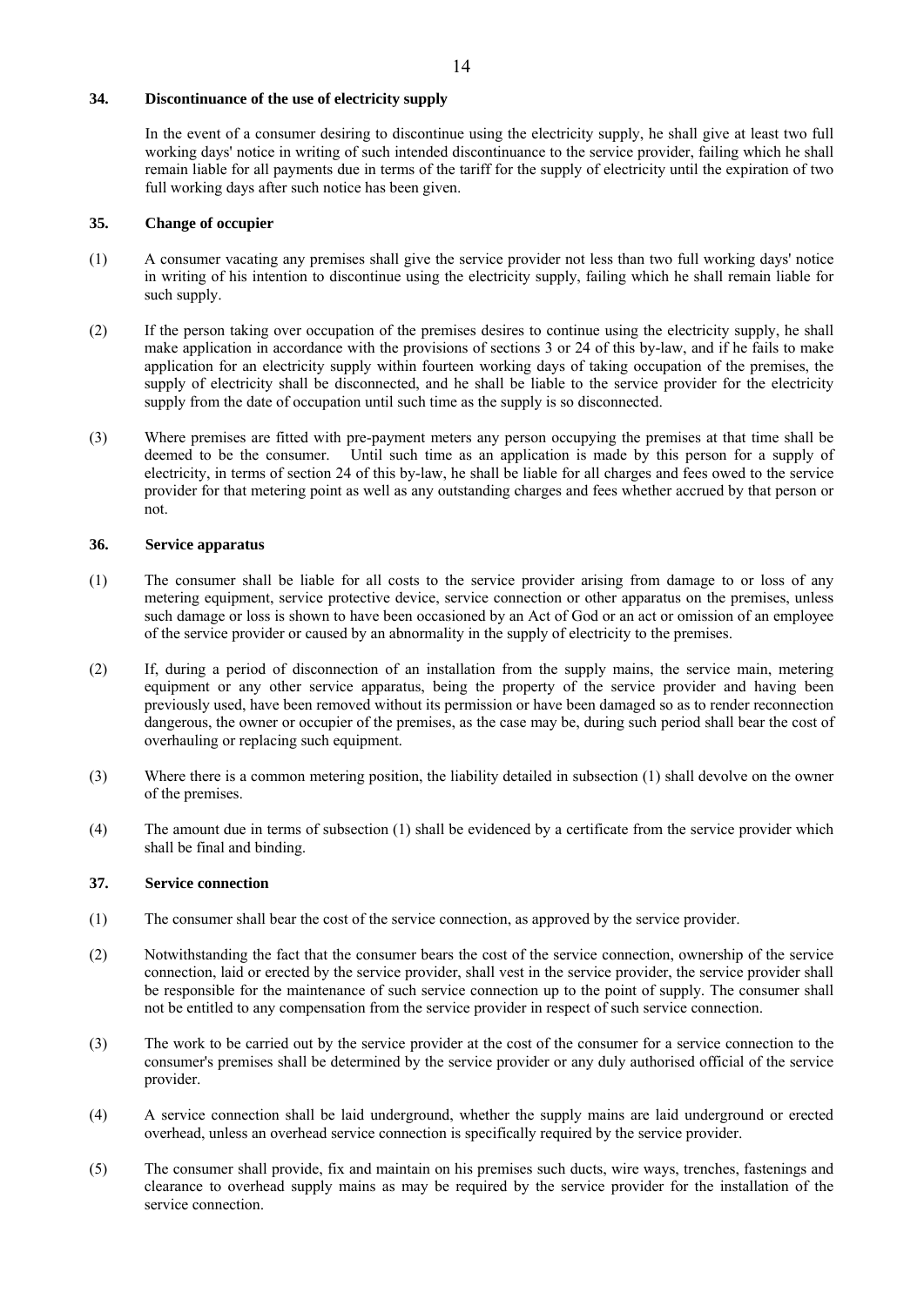**34. Discontinuance of the use of electricity supply**

In the event of a consumer desiring to discontinue using the electricity supply, he shall give at least two full working days' notice in writing of such intended discontinuance to the service provider, failing which he shall remain liable for all payments due in terms of the tariff for the supply of electricity until the expiration of two full working days after such notice has been given.

**35. Change of occupier**

(1) A consumer vacating any premises shall give the service provider not less than two full working days' notice in writing of his intention to discontinue using the electricity supply, failing which he shall remain liable for such supply.

(2) If the person taking over occupation of the premises desires to continue using the electricity supply, he shall make application in accordance with the provisions of sections 3 or 24 of this by-law, and if he fails to make application for an electricity supply within fourteen working days of taking occupation of the premises, the supply of electricity shall be disconnected, and he shall be liable to the service provider for the electricity supply from the date of occupation until such time as the supply is so disconnected.

(3) Where premises are fitted with pre-payment meters any person occupying the premises at that time shall be deemed to be the consumer. Until such time as an application is made by this person for a supply of electricity, in terms of section 24 of this by-law, he shall be liable for all charges and fees owed to the service provider for that metering point as well as any outstanding charges and fees whether accrued by that person or not.

**36. Service apparatus**

(1) The consumer shall be liable for all costs to the service provider arising from damage to or loss of any metering equipment, service protective device, service connection or other apparatus on the premises, unless such damage or loss is shown to have been occasioned by an Act of God or an act or omission of an employee of the service provider or caused by an abnormality in the supply of electricity to the premises.

(2) If, during a period of disconnection of an installation from the supply mains, the service main, metering equipment or any other service apparatus, being the property of the service provider and having been previously used, have been removed without its permission or have been damaged so as to render reconnection dangerous, the owner or occupier of the premises, as the case may be, during such period shall bear the cost of overhauling or replacing such equipment.

(3) Where there is a common metering position, the liability detailed in subsection (1) shall devolve on the owner of the premises.

(4) The amount due in terms of subsection (1) shall be evidenced by a certificate from the service provider which shall be final and binding.

**37. Service connection**

(1) The consumer shall bear the cost of the service connection, as approved by the service provider.

(2) Notwithstanding the fact that the consumer bears the cost of the service connection, ownership of the service connection, laid or erected by the service provider, shall vest in the service provider, the service provider shall be responsible for the maintenance of such service connection up to the point of supply. The consumer shall not be entitled to any compensation from the service provider in respect of such service connection.

(3) The work to be carried out by the service provider at the cost of the consumer for a service connection to the consumer's premises shall be determined by the service provider or any duly authorised official of the service provider.

(4) A service connection shall be laid underground, whether the supply mains are laid underground or erected overhead, unless an overhead service connection is specifically required by the service provider.

(5) The consumer shall provide, fix and maintain on his premises such ducts, wire ways, trenches, fastenings and clearance to overhead supply mains as may be required by the service provider for the installation of the service connection.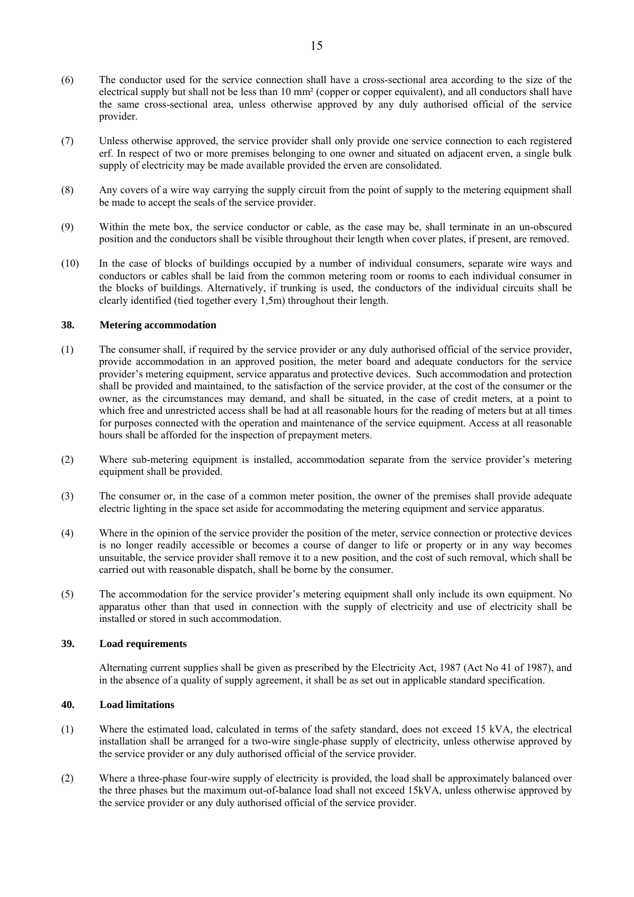(6) The conductor used for the service connection shall have a cross-sectional area according to the size of the electrical supply but shall not be less than 10 mm² (copper or copper equivalent), and all conductors shall have the same cross-sectional area, unless otherwise approved by any duly authorised official of the service provider.

(7) Unless otherwise approved, the service provider shall only provide one service connection to each registered erf. In respect of two or more premises belonging to one owner and situated on adjacent erven, a single bulk supply of electricity may be made available provided the erven are consolidated.

(8) Any covers of a wire way carrying the supply circuit from the point of supply to the metering equipment shall be made to accept the seals of the service provider.

(9) Within the mete box, the service conductor or cable, as the case may be, shall terminate in an un-obscured position and the conductors shall be visible throughout their length when cover plates, if present, are removed.

(10) In the case of blocks of buildings occupied by a number of individual consumers, separate wire ways and conductors or cables shall be laid from the common metering room or rooms to each individual consumer in the blocks of buildings. Alternatively, if trunking is used, the conductors of the individual circuits shall be clearly identified (tied together every 1,5m) throughout their length.

### 38. Metering accommodation

(1) The consumer shall, if required by the service provider or any duly authorised official of the service provider, provide accommodation in an approved position, the meter board and adequate conductors for the service provider's metering equipment, service apparatus and protective devices. Such accommodation and protection shall be provided and maintained, to the satisfaction of the service provider, at the cost of the consumer or the owner, as the circumstances may demand, and shall be situated, in the case of credit meters, at a point to which free and unrestricted access shall be had at all reasonable hours for the reading of meters but at all times for purposes connected with the operation and maintenance of the service equipment. Access at all reasonable hours shall be afforded for the inspection of prepayment meters.

(2) Where sub-metering equipment is installed, accommodation separate from the service provider's metering equipment shall be provided.

(3) The consumer or, in the case of a common meter position, the owner of the premises shall provide adequate electric lighting in the space set aside for accommodating the metering equipment and service apparatus.

(4) Where in the opinion of the service provider the position of the meter, service connection or protective devices is no longer readily accessible or becomes a course of danger to life or property or in any way becomes unsuitable, the service provider shall remove it to a new position, and the cost of such removal, which shall be carried out with reasonable dispatch, shall be borne by the consumer.

(5) The accommodation for the service provider's metering equipment shall only include its own equipment. No apparatus other than that used in connection with the supply of electricity and use of electricity shall be installed or stored in such accommodation.

### 39. Load requirements

Alternating current supplies shall be given as prescribed by the Electricity Act, 1987 (Act No 41 of 1987), and in the absence of a quality of supply agreement, it shall be as set out in applicable standard specification.

### 40. Load limitations

(1) Where the estimated load, calculated in terms of the safety standard, does not exceed 15 kVA, the electrical installation shall be arranged for a two-wire single-phase supply of electricity, unless otherwise approved by the service provider or any duly authorised official of the service provider.

(2) Where a three-phase four-wire supply of electricity is provided, the load shall be approximately balanced over the three phases but the maximum out-of-balance load shall not exceed 15kVA, unless otherwise approved by the service provider or any duly authorised official of the service provider.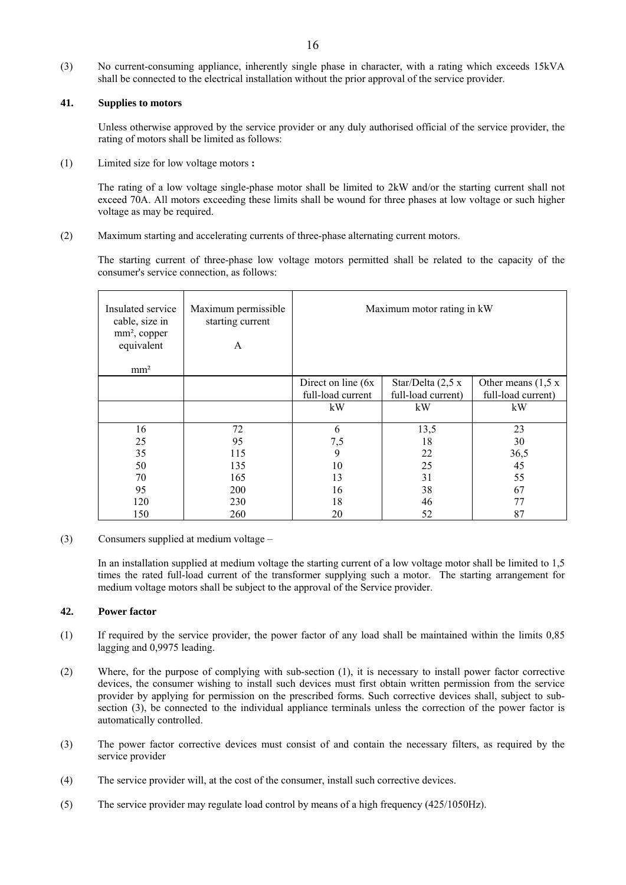(3) No current-consuming appliance, inherently single phase in character, with a rating which exceeds 15kVA shall be connected to the electrical installation without the prior approval of the service provider.

**41. Supplies to motors**

Unless otherwise approved by the service provider or any duly authorised official of the service provider, the rating of motors shall be limited as follows:

(1) Limited size for low voltage motors **:**

The rating of a low voltage single-phase motor shall be limited to 2kW and/or the starting current shall not exceed 70A. All motors exceeding these limits shall be wound for three phases at low voltage or such higher voltage as may be required.

(2) Maximum starting and accelerating currents of three-phase alternating current motors.

The starting current of three-phase low voltage motors permitted shall be related to the capacity of the consumer's service connection, as follows:

| Insulated service cable, size in mm², copper equivalent mm² | Maximum permissible starting current A | Maximum motor rating in kW | | |
|---|---|---|---|---|
| | | Direct on line (6x full-load current | Star/Delta (2,5 x full-load current) | Other means (1,5 x full-load current) |
| | | kW | kW | kW |
| 16 | 72 | 6 | 13,5 | 23 |
| 25 | 95 | 7,5 | 18 | 30 |
| 35 | 115 | 9 | 22 | 36,5 |
| 50 | 135 | 10 | 25 | 45 |
| 70 | 165 | 13 | 31 | 55 |
| 95 | 200 | 16 | 38 | 67 |
| 120 | 230 | 18 | 46 | 77 |
| 150 | 260 | 20 | 52 | 87 |

(3) Consumers supplied at medium voltage –

In an installation supplied at medium voltage the starting current of a low voltage motor shall be limited to 1,5 times the rated full-load current of the transformer supplying such a motor. The starting arrangement for medium voltage motors shall be subject to the approval of the Service provider.

**42. Power factor**

(1) If required by the service provider, the power factor of any load shall be maintained within the limits 0,85 lagging and 0,9975 leading.

(2) Where, for the purpose of complying with sub-section (1), it is necessary to install power factor corrective devices, the consumer wishing to install such devices must first obtain written permission from the service provider by applying for permission on the prescribed forms. Such corrective devices shall, subject to sub-section (3), be connected to the individual appliance terminals unless the correction of the power factor is automatically controlled.

(3) The power factor corrective devices must consist of and contain the necessary filters, as required by the service provider

(4) The service provider will, at the cost of the consumer, install such corrective devices.

(5) The service provider may regulate load control by means of a high frequency (425/1050Hz).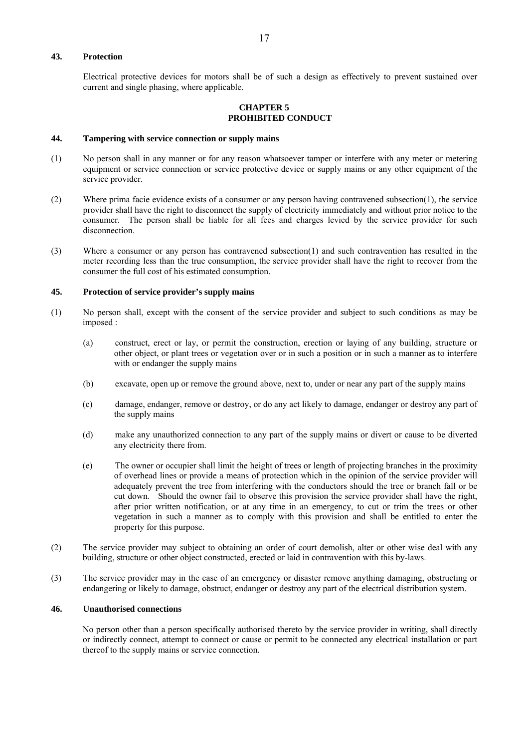### 43. Protection

Electrical protective devices for motors shall be of such a design as effectively to prevent sustained over current and single phasing, where applicable.

## CHAPTER 5
## PROHIBITED CONDUCT

### 44. Tampering with service connection or supply mains

(1) No person shall in any manner or for any reason whatsoever tamper or interfere with any meter or metering equipment or service connection or service protective device or supply mains or any other equipment of the service provider.

(2) Where prima facie evidence exists of a consumer or any person having contravened subsection(1), the service provider shall have the right to disconnect the supply of electricity immediately and without prior notice to the consumer. The person shall be liable for all fees and charges levied by the service provider for such disconnection.

(3) Where a consumer or any person has contravened subsection(1) and such contravention has resulted in the meter recording less than the true consumption, the service provider shall have the right to recover from the consumer the full cost of his estimated consumption.

### 45. Protection of service provider's supply mains

(1) No person shall, except with the consent of the service provider and subject to such conditions as may be imposed :

(a) construct, erect or lay, or permit the construction, erection or laying of any building, structure or other object, or plant trees or vegetation over or in such a position or in such a manner as to interfere with or endanger the supply mains

(b) excavate, open up or remove the ground above, next to, under or near any part of the supply mains

(c) damage, endanger, remove or destroy, or do any act likely to damage, endanger or destroy any part of the supply mains

(d) make any unauthorized connection to any part of the supply mains or divert or cause to be diverted any electricity there from.

(e) The owner or occupier shall limit the height of trees or length of projecting branches in the proximity of overhead lines or provide a means of protection which in the opinion of the service provider will adequately prevent the tree from interfering with the conductors should the tree or branch fall or be cut down. Should the owner fail to observe this provision the service provider shall have the right, after prior written notification, or at any time in an emergency, to cut or trim the trees or other vegetation in such a manner as to comply with this provision and shall be entitled to enter the property for this purpose.

(2) The service provider may subject to obtaining an order of court demolish, alter or other wise deal with any building, structure or other object constructed, erected or laid in contravention with this by-laws.

(3) The service provider may in the case of an emergency or disaster remove anything damaging, obstructing or endangering or likely to damage, obstruct, endanger or destroy any part of the electrical distribution system.

### 46. Unauthorised connections

No person other than a person specifically authorised thereto by the service provider in writing, shall directly or indirectly connect, attempt to connect or cause or permit to be connected any electrical installation or part thereof to the supply mains or service connection.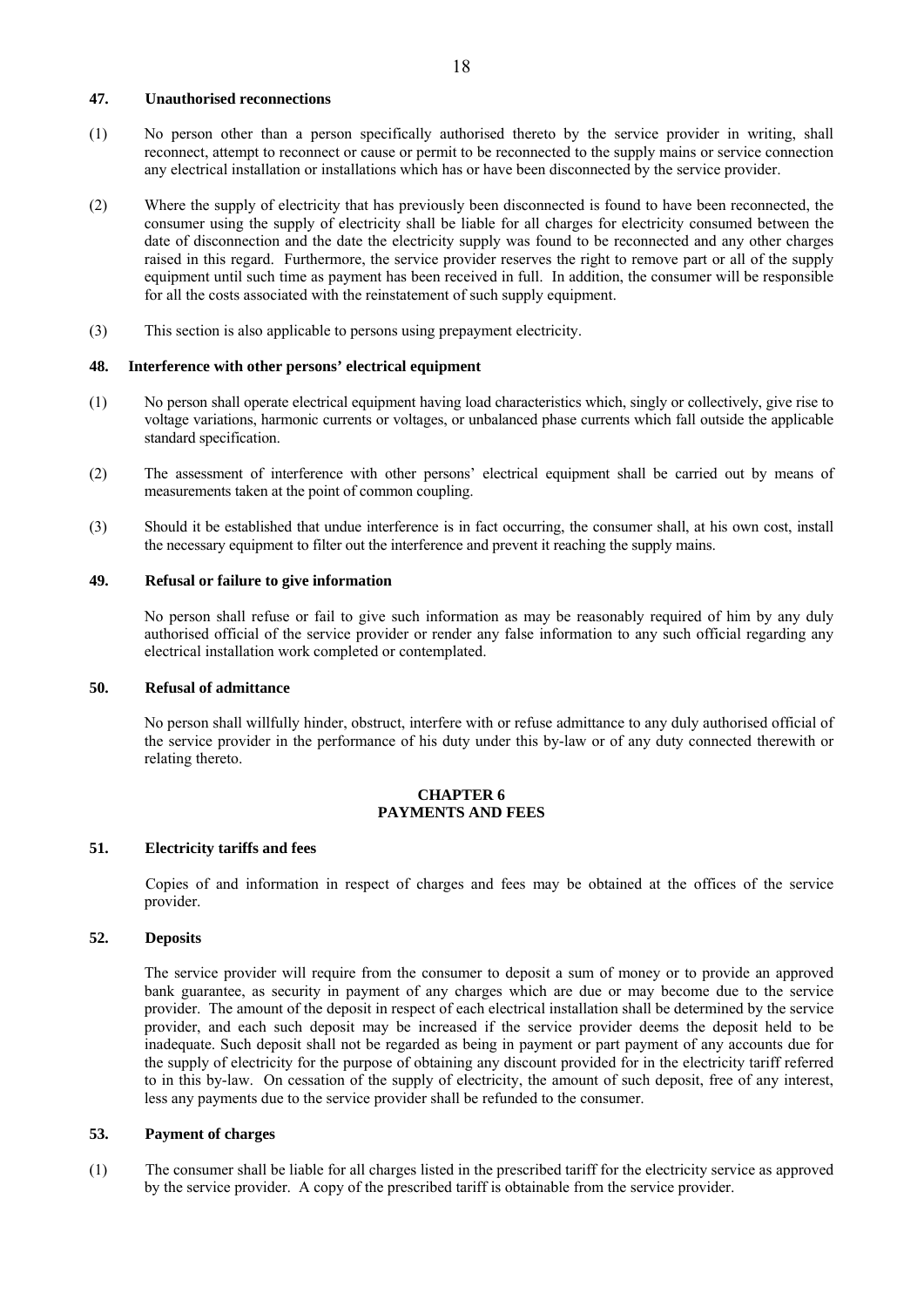**47. Unauthorised reconnections**

(1) No person other than a person specifically authorised thereto by the service provider in writing, shall reconnect, attempt to reconnect or cause or permit to be reconnected to the supply mains or service connection any electrical installation or installations which has or have been disconnected by the service provider.

(2) Where the supply of electricity that has previously been disconnected is found to have been reconnected, the consumer using the supply of electricity shall be liable for all charges for electricity consumed between the date of disconnection and the date the electricity supply was found to be reconnected and any other charges raised in this regard. Furthermore, the service provider reserves the right to remove part or all of the supply equipment until such time as payment has been received in full. In addition, the consumer will be responsible for all the costs associated with the reinstatement of such supply equipment.

(3) This section is also applicable to persons using prepayment electricity.

**48. Interference with other persons' electrical equipment**

(1) No person shall operate electrical equipment having load characteristics which, singly or collectively, give rise to voltage variations, harmonic currents or voltages, or unbalanced phase currents which fall outside the applicable standard specification.

(2) The assessment of interference with other persons' electrical equipment shall be carried out by means of measurements taken at the point of common coupling.

(3) Should it be established that undue interference is in fact occurring, the consumer shall, at his own cost, install the necessary equipment to filter out the interference and prevent it reaching the supply mains.

**49. Refusal or failure to give information**

No person shall refuse or fail to give such information as may be reasonably required of him by any duly authorised official of the service provider or render any false information to any such official regarding any electrical installation work completed or contemplated.

**50. Refusal of admittance**

No person shall willfully hinder, obstruct, interfere with or refuse admittance to any duly authorised official of the service provider in the performance of his duty under this by-law or of any duty connected therewith or relating thereto.

## CHAPTER 6
## PAYMENTS AND FEES

**51. Electricity tariffs and fees**

Copies of and information in respect of charges and fees may be obtained at the offices of the service provider.

**52. Deposits**

The service provider will require from the consumer to deposit a sum of money or to provide an approved bank guarantee, as security in payment of any charges which are due or may become due to the service provider. The amount of the deposit in respect of each electrical installation shall be determined by the service provider, and each such deposit may be increased if the service provider deems the deposit held to be inadequate. Such deposit shall not be regarded as being in payment or part payment of any accounts due for the supply of electricity for the purpose of obtaining any discount provided for in the electricity tariff referred to in this by-law. On cessation of the supply of electricity, the amount of such deposit, free of any interest, less any payments due to the service provider shall be refunded to the consumer.

**53. Payment of charges**

(1) The consumer shall be liable for all charges listed in the prescribed tariff for the electricity service as approved by the service provider. A copy of the prescribed tariff is obtainable from the service provider.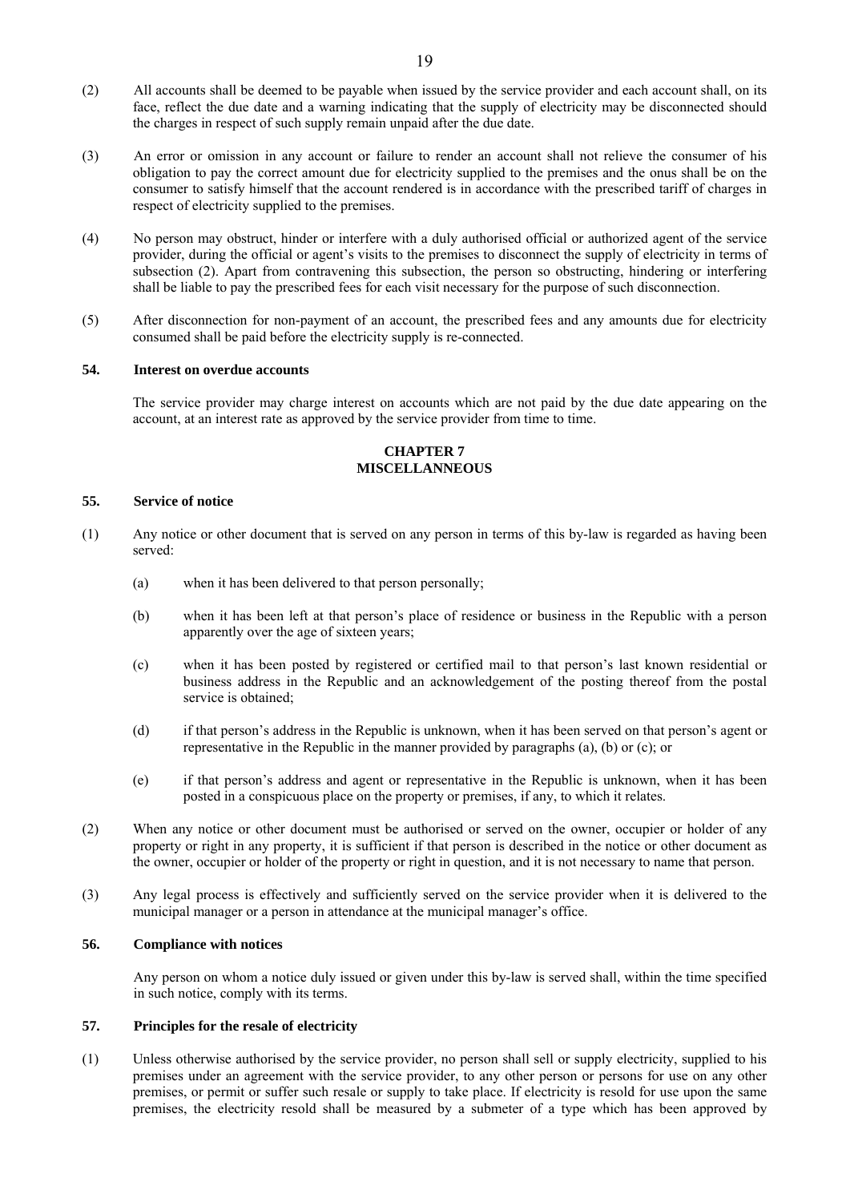(2) All accounts shall be deemed to be payable when issued by the service provider and each account shall, on its face, reflect the due date and a warning indicating that the supply of electricity may be disconnected should the charges in respect of such supply remain unpaid after the due date.

(3) An error or omission in any account or failure to render an account shall not relieve the consumer of his obligation to pay the correct amount due for electricity supplied to the premises and the onus shall be on the consumer to satisfy himself that the account rendered is in accordance with the prescribed tariff of charges in respect of electricity supplied to the premises.

(4) No person may obstruct, hinder or interfere with a duly authorised official or authorized agent of the service provider, during the official or agent's visits to the premises to disconnect the supply of electricity in terms of subsection (2). Apart from contravening this subsection, the person so obstructing, hindering or interfering shall be liable to pay the prescribed fees for each visit necessary for the purpose of such disconnection.

(5) After disconnection for non-payment of an account, the prescribed fees and any amounts due for electricity consumed shall be paid before the electricity supply is re-connected.

**54. Interest on overdue accounts**

The service provider may charge interest on accounts which are not paid by the due date appearing on the account, at an interest rate as approved by the service provider from time to time.

## CHAPTER 7
## MISCELLANEOUS

**55. Service of notice**

(1) Any notice or other document that is served on any person in terms of this by-law is regarded as having been served:

(a) when it has been delivered to that person personally;

(b) when it has been left at that person's place of residence or business in the Republic with a person apparently over the age of sixteen years;

(c) when it has been posted by registered or certified mail to that person's last known residential or business address in the Republic and an acknowledgement of the posting thereof from the postal service is obtained;

(d) if that person's address in the Republic is unknown, when it has been served on that person's agent or representative in the Republic in the manner provided by paragraphs (a), (b) or (c); or

(e) if that person's address and agent or representative in the Republic is unknown, when it has been posted in a conspicuous place on the property or premises, if any, to which it relates.

(2) When any notice or other document must be authorised or served on the owner, occupier or holder of any property or right in any property, it is sufficient if that person is described in the notice or other document as the owner, occupier or holder of the property or right in question, and it is not necessary to name that person.

(3) Any legal process is effectively and sufficiently served on the service provider when it is delivered to the municipal manager or a person in attendance at the municipal manager's office.

**56. Compliance with notices**

Any person on whom a notice duly issued or given under this by-law is served shall, within the time specified in such notice, comply with its terms.

**57. Principles for the resale of electricity**

(1) Unless otherwise authorised by the service provider, no person shall sell or supply electricity, supplied to his premises under an agreement with the service provider, to any other person or persons for use on any other premises, or permit or suffer such resale or supply to take place. If electricity is resold for use upon the same premises, the electricity resold shall be measured by a submeter of a type which has been approved by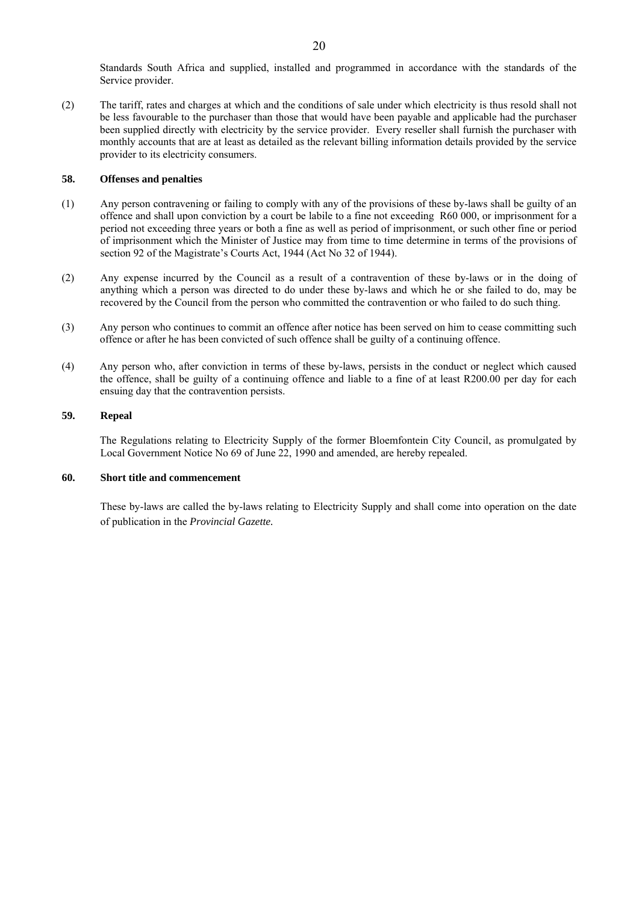Standards South Africa and supplied, installed and programmed in accordance with the standards of the Service provider.

(2) The tariff, rates and charges at which and the conditions of sale under which electricity is thus resold shall not be less favourable to the purchaser than those that would have been payable and applicable had the purchaser been supplied directly with electricity by the service provider. Every reseller shall furnish the purchaser with monthly accounts that are at least as detailed as the relevant billing information details provided by the service provider to its electricity consumers.

**58. Offenses and penalties**

(1) Any person contravening or failing to comply with any of the provisions of these by-laws shall be guilty of an offence and shall upon conviction by a court be labile to a fine not exceeding R60 000, or imprisonment for a period not exceeding three years or both a fine as well as period of imprisonment, or such other fine or period of imprisonment which the Minister of Justice may from time to time determine in terms of the provisions of section 92 of the Magistrate's Courts Act, 1944 (Act No 32 of 1944).

(2) Any expense incurred by the Council as a result of a contravention of these by-laws or in the doing of anything which a person was directed to do under these by-laws and which he or she failed to do, may be recovered by the Council from the person who committed the contravention or who failed to do such thing.

(3) Any person who continues to commit an offence after notice has been served on him to cease committing such offence or after he has been convicted of such offence shall be guilty of a continuing offence.

(4) Any person who, after conviction in terms of these by-laws, persists in the conduct or neglect which caused the offence, shall be guilty of a continuing offence and liable to a fine of at least R200.00 per day for each ensuing day that the contravention persists.

**59. Repeal**

The Regulations relating to Electricity Supply of the former Bloemfontein City Council, as promulgated by Local Government Notice No 69 of June 22, 1990 and amended, are hereby repealed.

**60. Short title and commencement**

These by-laws are called the by-laws relating to Electricity Supply and shall come into operation on the date of publication in the *Provincial Gazette.*